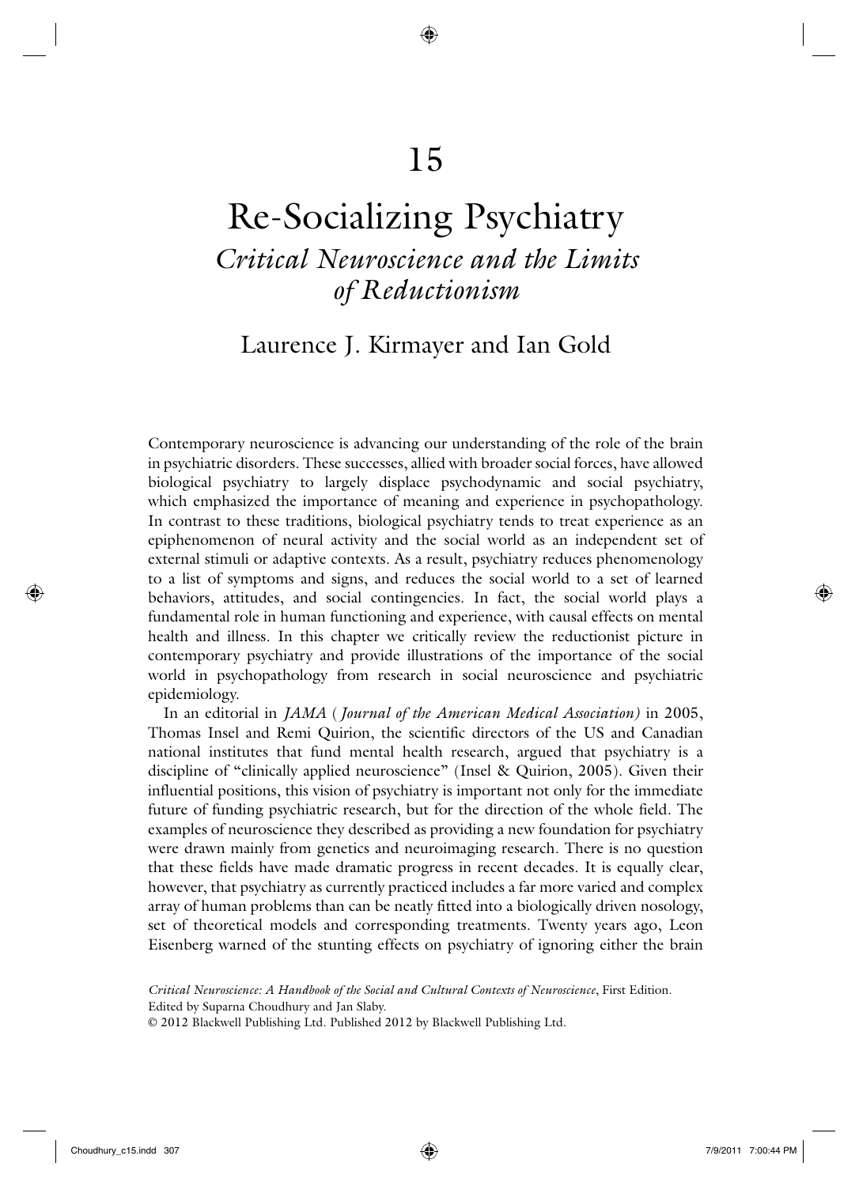# 15

# Re-Socializing Psychiatry

## *Critical Neuroscience and the Limits of Reductionism*

### Laurence J. Kirmayer and Ian Gold

Contemporary neuroscience is advancing our understanding of the role of the brain in psychiatric disorders. These successes, allied with broader social forces, have allowed biological psychiatry to largely displace psychodynamic and social psychiatry, which emphasized the importance of meaning and experience in psychopathology. In contrast to these traditions, biological psychiatry tends to treat experience as an epiphenomenon of neural activity and the social world as an independent set of external stimuli or adaptive contexts. As a result, psychiatry reduces phenomenology to a list of symptoms and signs, and reduces the social world to a set of learned behaviors, attitudes, and social contingencies. In fact, the social world plays a fundamental role in human functioning and experience, with causal effects on mental health and illness. In this chapter we critically review the reductionist picture in contemporary psychiatry and provide illustrations of the importance of the social world in psychopathology from research in social neuroscience and psychiatric epidemiology.

In an editorial in *JAMA* (*Journal of the American Medical Association)* in 2005, Thomas Insel and Remi Quirion, the scientific directors of the US and Canadian national institutes that fund mental health research, argued that psychiatry is a discipline of "clinically applied neuroscience" (Insel & Quirion, 2005). Given their influential positions, this vision of psychiatry is important not only for the immediate future of funding psychiatric research, but for the direction of the whole field. The examples of neuroscience they described as providing a new foundation for psychiatry were drawn mainly from genetics and neuroimaging research. There is no question that these fields have made dramatic progress in recent decades. It is equally clear, however, that psychiatry as currently practiced includes a far more varied and complex array of human problems than can be neatly fitted into a biologically driven nosology, set of theoretical models and corresponding treatments. Twenty years ago, Leon Eisenberg warned of the stunting effects on psychiatry of ignoring either the brain

*Critical Neuroscience: A Handbook of the Social and Cultural Contexts of Neuroscience*, First Edition. Edited by Suparna Choudhury and Jan Slaby.
© 2012 Blackwell Publishing Ltd. Published 2012 by Blackwell Publishing Ltd.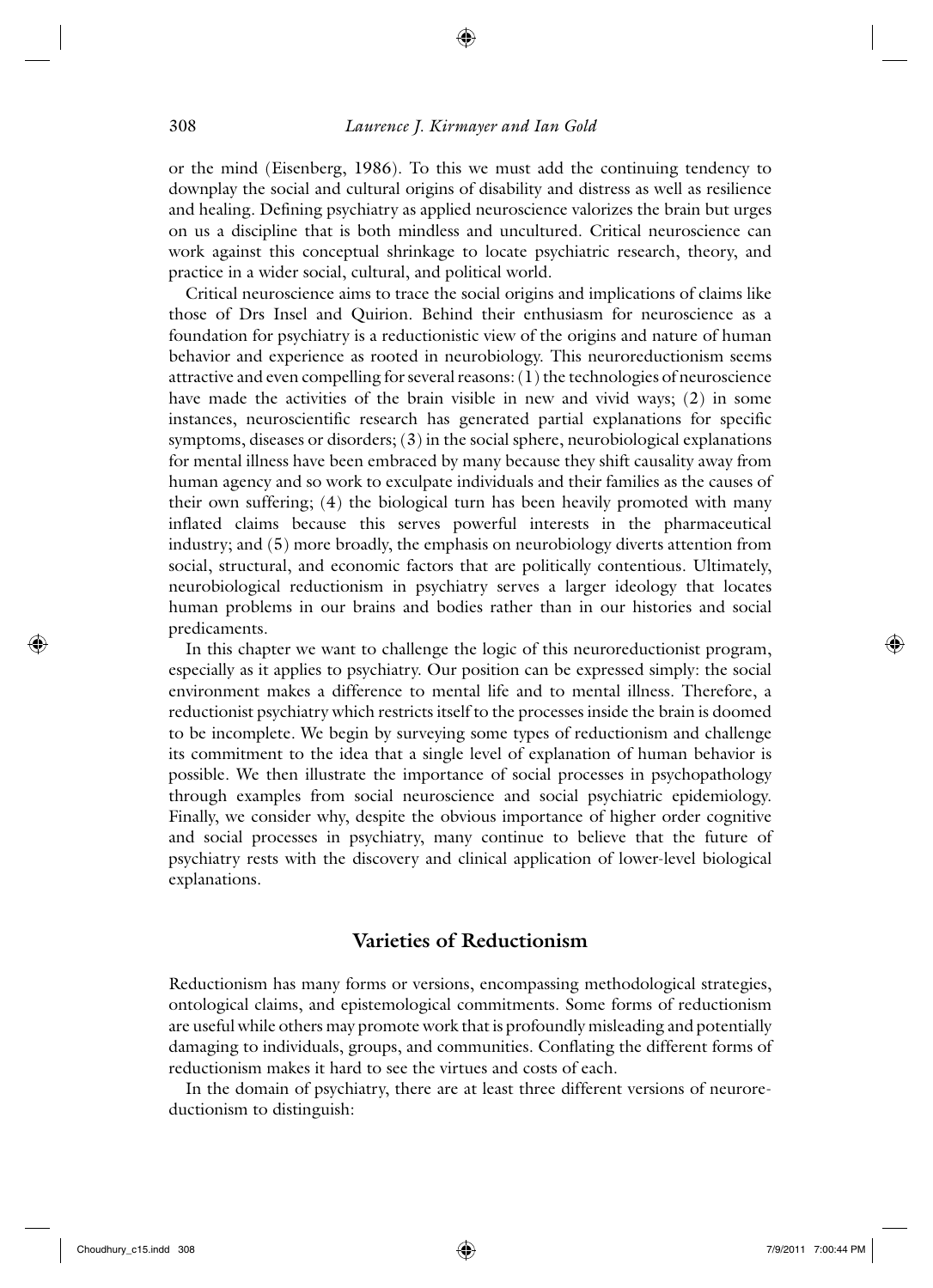or the mind (Eisenberg, 1986). To this we must add the continuing tendency to downplay the social and cultural origins of disability and distress as well as resilience and healing. Defining psychiatry as applied neuroscience valorizes the brain but urges on us a discipline that is both mindless and uncultured. Critical neuroscience can work against this conceptual shrinkage to locate psychiatric research, theory, and practice in a wider social, cultural, and political world.

Critical neuroscience aims to trace the social origins and implications of claims like those of Drs Insel and Quirion. Behind their enthusiasm for neuroscience as a foundation for psychiatry is a reductionistic view of the origins and nature of human behavior and experience as rooted in neurobiology. This neuroreductionism seems attractive and even compelling for several reasons: (1) the technologies of neuroscience have made the activities of the brain visible in new and vivid ways; (2) in some instances, neuroscientific research has generated partial explanations for specific symptoms, diseases or disorders; (3) in the social sphere, neurobiological explanations for mental illness have been embraced by many because they shift causality away from human agency and so work to exculpate individuals and their families as the causes of their own suffering; (4) the biological turn has been heavily promoted with many inflated claims because this serves powerful interests in the pharmaceutical industry; and (5) more broadly, the emphasis on neurobiology diverts attention from social, structural, and economic factors that are politically contentious. Ultimately, neurobiological reductionism in psychiatry serves a larger ideology that locates human problems in our brains and bodies rather than in our histories and social predicaments.

In this chapter we want to challenge the logic of this neuroreductionist program, especially as it applies to psychiatry. Our position can be expressed simply: the social environment makes a difference to mental life and to mental illness. Therefore, a reductionist psychiatry which restricts itself to the processes inside the brain is doomed to be incomplete. We begin by surveying some types of reductionism and challenge its commitment to the idea that a single level of explanation of human behavior is possible. We then illustrate the importance of social processes in psychopathology through examples from social neuroscience and social psychiatric epidemiology. Finally, we consider why, despite the obvious importance of higher order cognitive and social processes in psychiatry, many continue to believe that the future of psychiatry rests with the discovery and clinical application of lower-level biological explanations.

## Varieties of Reductionism

Reductionism has many forms or versions, encompassing methodological strategies, ontological claims, and epistemological commitments. Some forms of reductionism are useful while others may promote work that is profoundly misleading and potentially damaging to individuals, groups, and communities. Conflating the different forms of reductionism makes it hard to see the virtues and costs of each.

In the domain of psychiatry, there are at least three different versions of neuroreductionism to distinguish: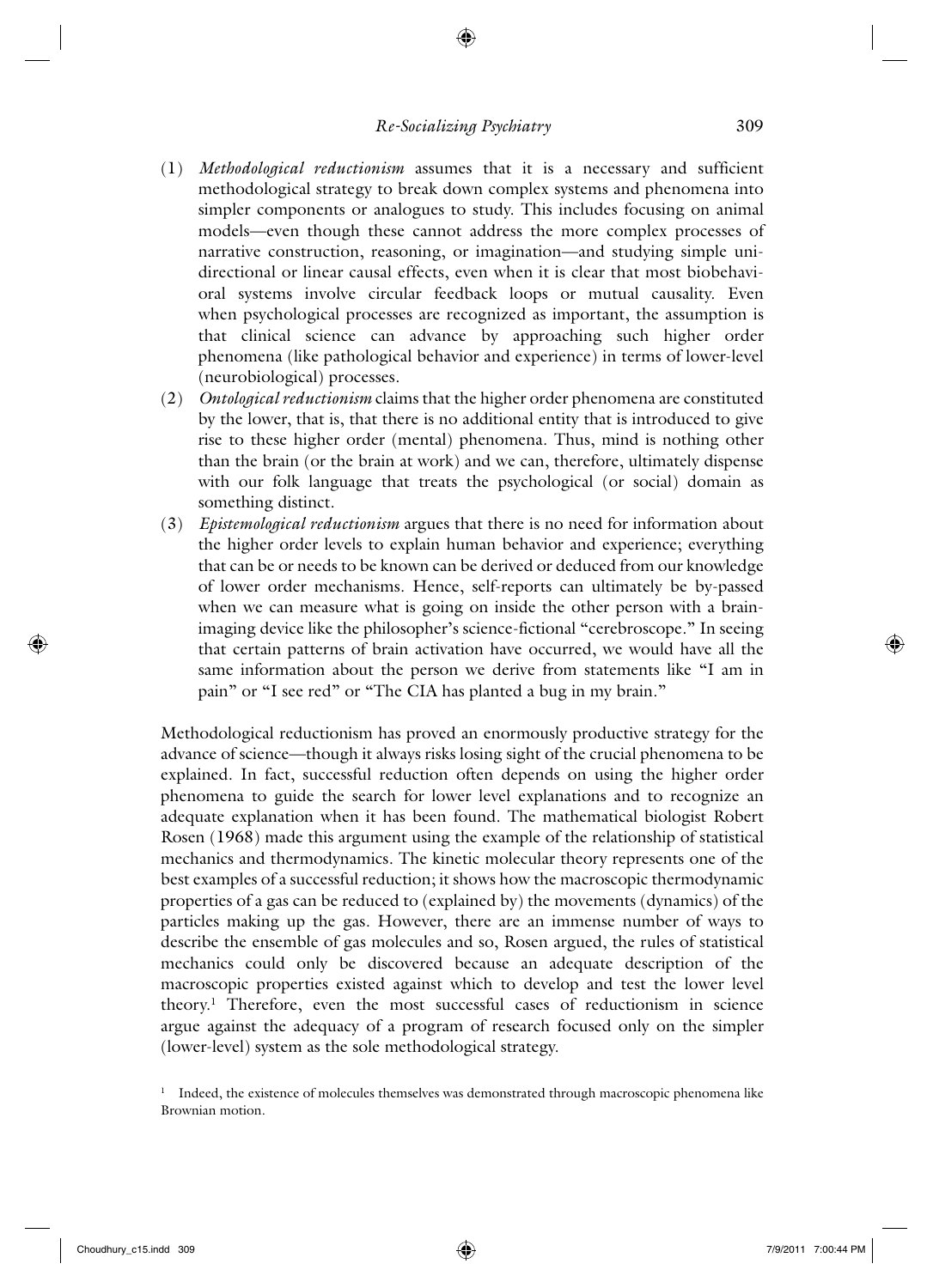(1) *Methodological reductionism* assumes that it is a necessary and sufficient methodological strategy to break down complex systems and phenomena into simpler components or analogues to study. This includes focusing on animal models—even though these cannot address the more complex processes of narrative construction, reasoning, or imagination—and studying simple unidirectional or linear causal effects, even when it is clear that most biobehavioral systems involve circular feedback loops or mutual causality. Even when psychological processes are recognized as important, the assumption is that clinical science can advance by approaching such higher order phenomena (like pathological behavior and experience) in terms of lower-level (neurobiological) processes.

(2) *Ontological reductionism* claims that the higher order phenomena are constituted by the lower, that is, that there is no additional entity that is introduced to give rise to these higher order (mental) phenomena. Thus, mind is nothing other than the brain (or the brain at work) and we can, therefore, ultimately dispense with our folk language that treats the psychological (or social) domain as something distinct.

(3) *Epistemological reductionism* argues that there is no need for information about the higher order levels to explain human behavior and experience; everything that can be or needs to be known can be derived or deduced from our knowledge of lower order mechanisms. Hence, self-reports can ultimately be by-passed when we can measure what is going on inside the other person with a brain-imaging device like the philosopher's science-fictional "cerebroscope." In seeing that certain patterns of brain activation have occurred, we would have all the same information about the person we derive from statements like "I am in pain" or "I see red" or "The CIA has planted a bug in my brain."

Methodological reductionism has proved an enormously productive strategy for the advance of science—though it always risks losing sight of the crucial phenomena to be explained. In fact, successful reduction often depends on using the higher order phenomena to guide the search for lower level explanations and to recognize an adequate explanation when it has been found. The mathematical biologist Robert Rosen (1968) made this argument using the example of the relationship of statistical mechanics and thermodynamics. The kinetic molecular theory represents one of the best examples of a successful reduction; it shows how the macroscopic thermodynamic properties of a gas can be reduced to (explained by) the movements (dynamics) of the particles making up the gas. However, there are an immense number of ways to describe the ensemble of gas molecules and so, Rosen argued, the rules of statistical mechanics could only be discovered because an adequate description of the macroscopic properties existed against which to develop and test the lower level theory.[1] Therefore, even the most successful cases of reductionism in science argue against the adequacy of a program of research focused only on the simpler (lower-level) system as the sole methodological strategy.

[1] Indeed, the existence of molecules themselves was demonstrated through macroscopic phenomena like Brownian motion.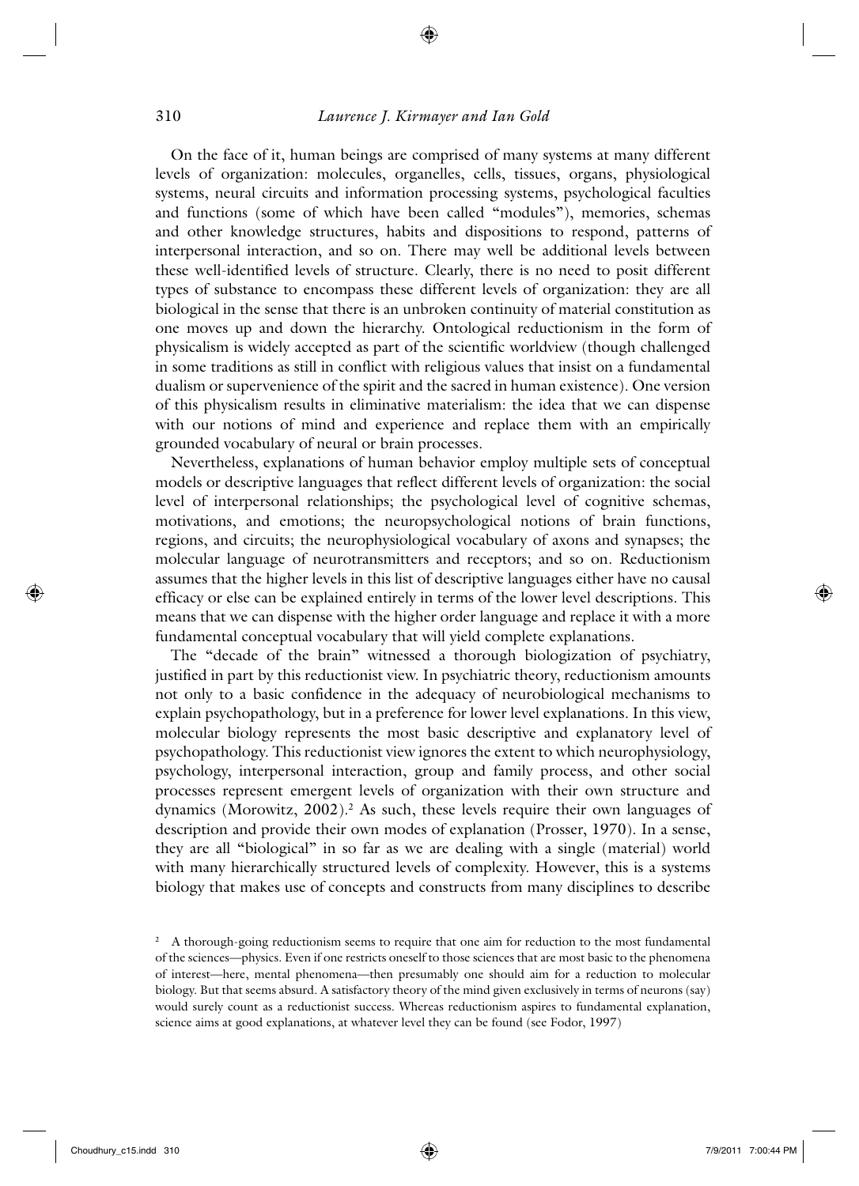On the face of it, human beings are comprised of many systems at many different levels of organization: molecules, organelles, cells, tissues, organs, physiological systems, neural circuits and information processing systems, psychological faculties and functions (some of which have been called "modules"), memories, schemas and other knowledge structures, habits and dispositions to respond, patterns of interpersonal interaction, and so on. There may well be additional levels between these well-identified levels of structure. Clearly, there is no need to posit different types of substance to encompass these different levels of organization: they are all biological in the sense that there is an unbroken continuity of material constitution as one moves up and down the hierarchy. Ontological reductionism in the form of physicalism is widely accepted as part of the scientific worldview (though challenged in some traditions as still in conflict with religious values that insist on a fundamental dualism or supervenience of the spirit and the sacred in human existence). One version of this physicalism results in eliminative materialism: the idea that we can dispense with our notions of mind and experience and replace them with an empirically grounded vocabulary of neural or brain processes.

Nevertheless, explanations of human behavior employ multiple sets of conceptual models or descriptive languages that reflect different levels of organization: the social level of interpersonal relationships; the psychological level of cognitive schemas, motivations, and emotions; the neuropsychological notions of brain functions, regions, and circuits; the neurophysiological vocabulary of axons and synapses; the molecular language of neurotransmitters and receptors; and so on. Reductionism assumes that the higher levels in this list of descriptive languages either have no causal efficacy or else can be explained entirely in terms of the lower level descriptions. This means that we can dispense with the higher order language and replace it with a more fundamental conceptual vocabulary that will yield complete explanations.

The "decade of the brain" witnessed a thorough biologization of psychiatry, justified in part by this reductionist view. In psychiatric theory, reductionism amounts not only to a basic confidence in the adequacy of neurobiological mechanisms to explain psychopathology, but in a preference for lower level explanations. In this view, molecular biology represents the most basic descriptive and explanatory level of psychopathology. This reductionist view ignores the extent to which neurophysiology, psychology, interpersonal interaction, group and family process, and other social processes represent emergent levels of organization with their own structure and dynamics (Morowitz, 2002).[2] As such, these levels require their own languages of description and provide their own modes of explanation (Prosser, 1970). In a sense, they are all "biological" in so far as we are dealing with a single (material) world with many hierarchically structured levels of complexity. However, this is a systems biology that makes use of concepts and constructs from many disciplines to describe

[2] A thorough-going reductionism seems to require that one aim for reduction to the most fundamental of the sciences—physics. Even if one restricts oneself to those sciences that are most basic to the phenomena of interest—here, mental phenomena—then presumably one should aim for a reduction to molecular biology. But that seems absurd. A satisfactory theory of the mind given exclusively in terms of neurons (say) would surely count as a reductionist success. Whereas reductionism aspires to fundamental explanation, science aims at good explanations, at whatever level they can be found (see Fodor, 1997)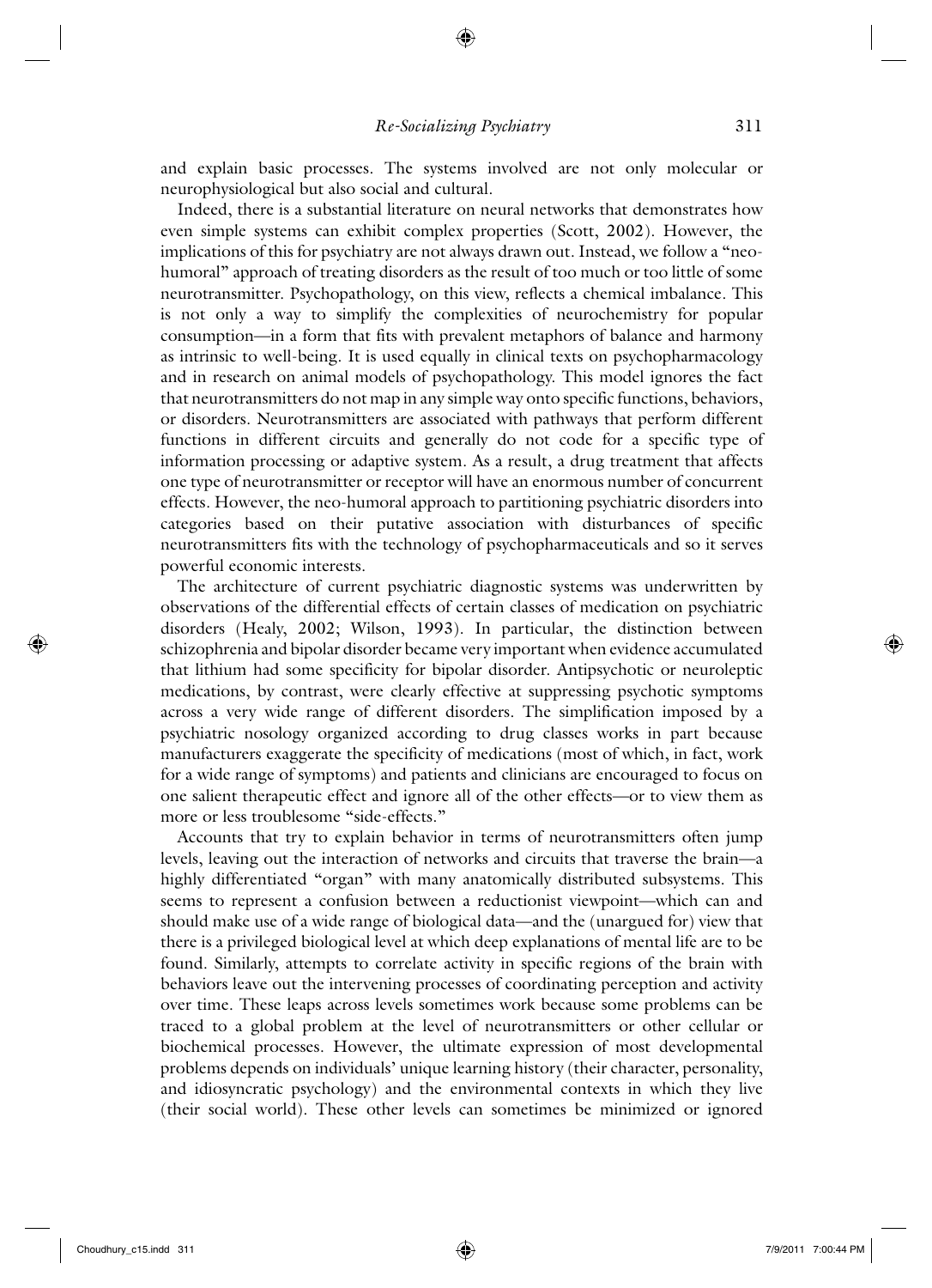and explain basic processes. The systems involved are not only molecular or neurophysiological but also social and cultural.

Indeed, there is a substantial literature on neural networks that demonstrates how even simple systems can exhibit complex properties (Scott, 2002). However, the implications of this for psychiatry are not always drawn out. Instead, we follow a "neo-humoral" approach of treating disorders as the result of too much or too little of some neurotransmitter. Psychopathology, on this view, reflects a chemical imbalance. This is not only a way to simplify the complexities of neurochemistry for popular consumption—in a form that fits with prevalent metaphors of balance and harmony as intrinsic to well-being. It is used equally in clinical texts on psychopharmacology and in research on animal models of psychopathology. This model ignores the fact that neurotransmitters do not map in any simple way onto specific functions, behaviors, or disorders. Neurotransmitters are associated with pathways that perform different functions in different circuits and generally do not code for a specific type of information processing or adaptive system. As a result, a drug treatment that affects one type of neurotransmitter or receptor will have an enormous number of concurrent effects. However, the neo-humoral approach to partitioning psychiatric disorders into categories based on their putative association with disturbances of specific neurotransmitters fits with the technology of psychopharmaceuticals and so it serves powerful economic interests.

The architecture of current psychiatric diagnostic systems was underwritten by observations of the differential effects of certain classes of medication on psychiatric disorders (Healy, 2002; Wilson, 1993). In particular, the distinction between schizophrenia and bipolar disorder became very important when evidence accumulated that lithium had some specificity for bipolar disorder. Antipsychotic or neuroleptic medications, by contrast, were clearly effective at suppressing psychotic symptoms across a very wide range of different disorders. The simplification imposed by a psychiatric nosology organized according to drug classes works in part because manufacturers exaggerate the specificity of medications (most of which, in fact, work for a wide range of symptoms) and patients and clinicians are encouraged to focus on one salient therapeutic effect and ignore all of the other effects—or to view them as more or less troublesome "side-effects."

Accounts that try to explain behavior in terms of neurotransmitters often jump levels, leaving out the interaction of networks and circuits that traverse the brain—a highly differentiated "organ" with many anatomically distributed subsystems. This seems to represent a confusion between a reductionist viewpoint—which can and should make use of a wide range of biological data—and the (unargued for) view that there is a privileged biological level at which deep explanations of mental life are to be found. Similarly, attempts to correlate activity in specific regions of the brain with behaviors leave out the intervening processes of coordinating perception and activity over time. These leaps across levels sometimes work because some problems can be traced to a global problem at the level of neurotransmitters or other cellular or biochemical processes. However, the ultimate expression of most developmental problems depends on individuals' unique learning history (their character, personality, and idiosyncratic psychology) and the environmental contexts in which they live (their social world). These other levels can sometimes be minimized or ignored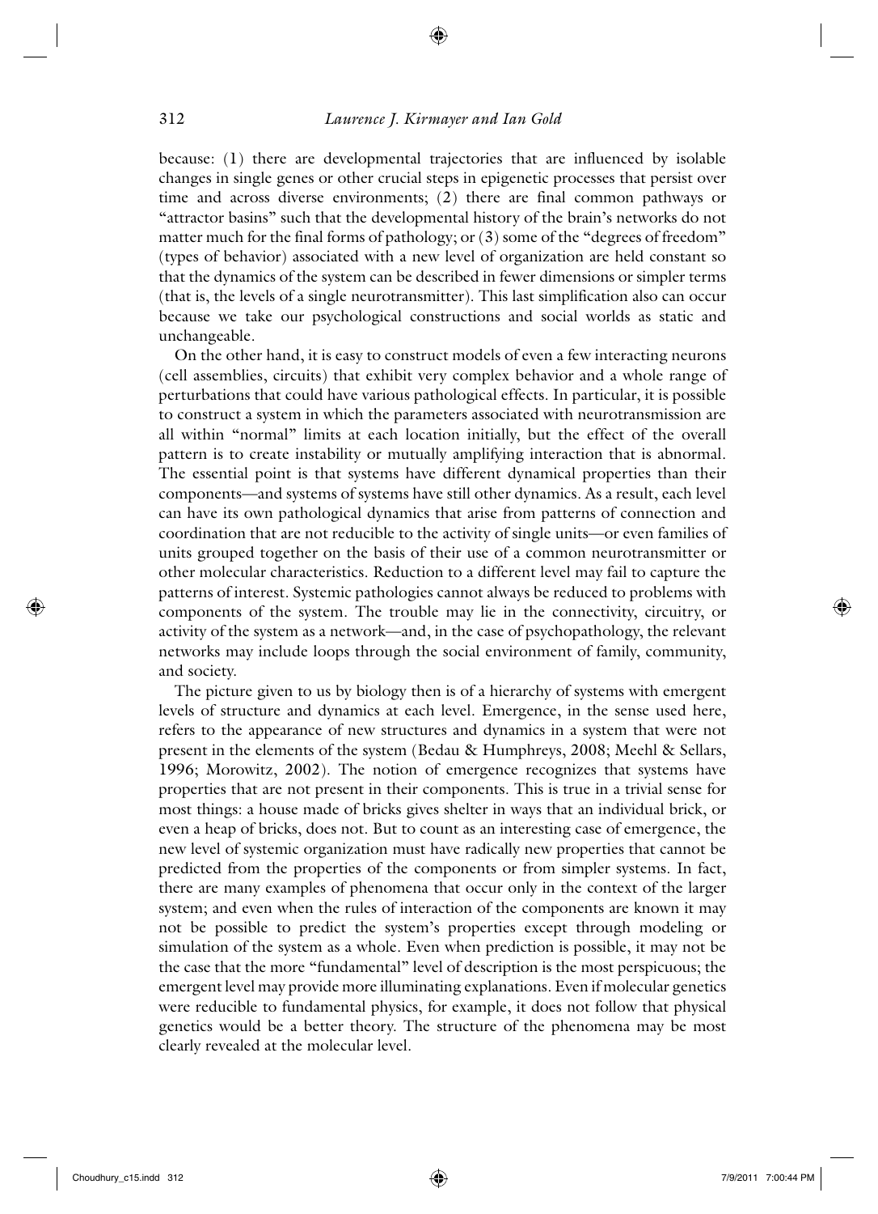because: (1) there are developmental trajectories that are influenced by isolable changes in single genes or other crucial steps in epigenetic processes that persist over time and across diverse environments; (2) there are final common pathways or "attractor basins" such that the developmental history of the brain's networks do not matter much for the final forms of pathology; or (3) some of the "degrees of freedom" (types of behavior) associated with a new level of organization are held constant so that the dynamics of the system can be described in fewer dimensions or simpler terms (that is, the levels of a single neurotransmitter). This last simplification also can occur because we take our psychological constructions and social worlds as static and unchangeable.

On the other hand, it is easy to construct models of even a few interacting neurons (cell assemblies, circuits) that exhibit very complex behavior and a whole range of perturbations that could have various pathological effects. In particular, it is possible to construct a system in which the parameters associated with neurotransmission are all within "normal" limits at each location initially, but the effect of the overall pattern is to create instability or mutually amplifying interaction that is abnormal. The essential point is that systems have different dynamical properties than their components—and systems of systems have still other dynamics. As a result, each level can have its own pathological dynamics that arise from patterns of connection and coordination that are not reducible to the activity of single units—or even families of units grouped together on the basis of their use of a common neurotransmitter or other molecular characteristics. Reduction to a different level may fail to capture the patterns of interest. Systemic pathologies cannot always be reduced to problems with components of the system. The trouble may lie in the connectivity, circuitry, or activity of the system as a network—and, in the case of psychopathology, the relevant networks may include loops through the social environment of family, community, and society.

The picture given to us by biology then is of a hierarchy of systems with emergent levels of structure and dynamics at each level. Emergence, in the sense used here, refers to the appearance of new structures and dynamics in a system that were not present in the elements of the system (Bedau & Humphreys, 2008; Meehl & Sellars, 1996; Morowitz, 2002). The notion of emergence recognizes that systems have properties that are not present in their components. This is true in a trivial sense for most things: a house made of bricks gives shelter in ways that an individual brick, or even a heap of bricks, does not. But to count as an interesting case of emergence, the new level of systemic organization must have radically new properties that cannot be predicted from the properties of the components or from simpler systems. In fact, there are many examples of phenomena that occur only in the context of the larger system; and even when the rules of interaction of the components are known it may not be possible to predict the system's properties except through modeling or simulation of the system as a whole. Even when prediction is possible, it may not be the case that the more "fundamental" level of description is the most perspicuous; the emergent level may provide more illuminating explanations. Even if molecular genetics were reducible to fundamental physics, for example, it does not follow that physical genetics would be a better theory. The structure of the phenomena may be most clearly revealed at the molecular level.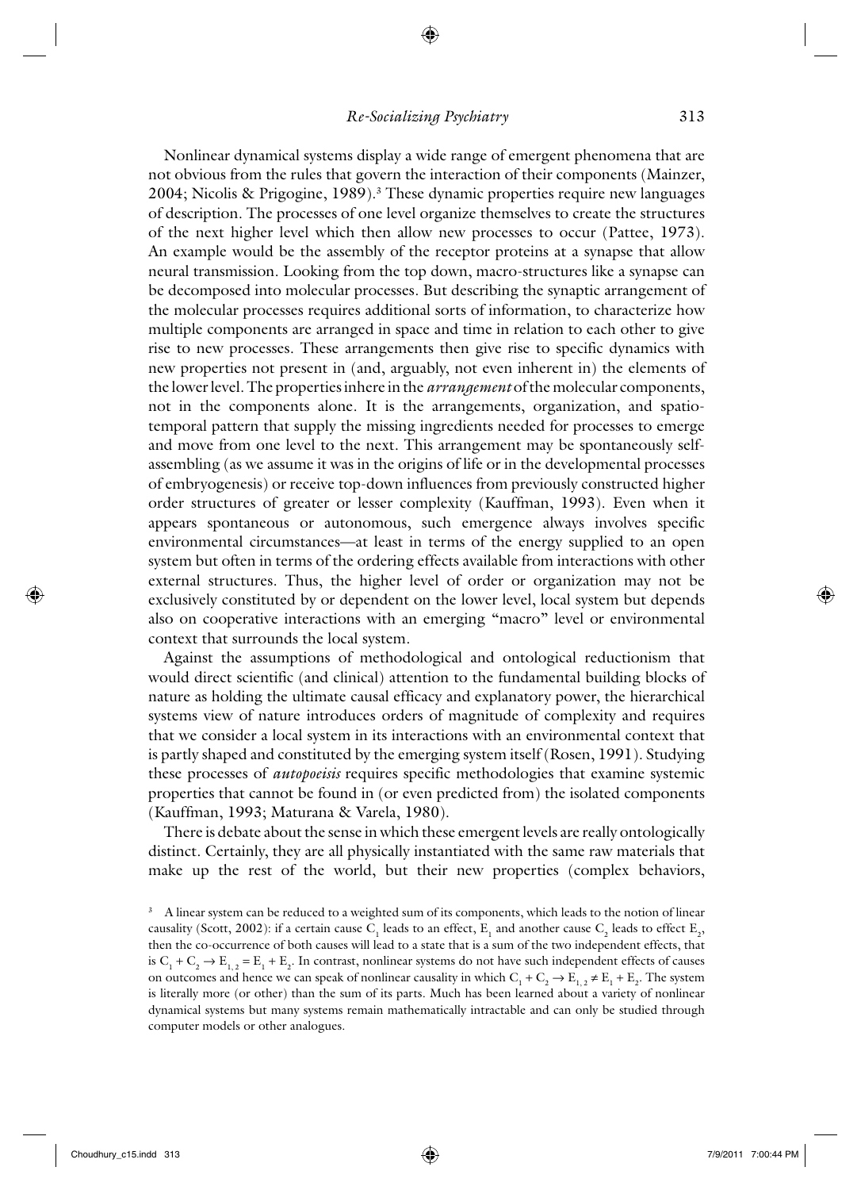Nonlinear dynamical systems display a wide range of emergent phenomena that are not obvious from the rules that govern the interaction of their components (Mainzer, 2004; Nicolis & Prigogine, 1989).[3] These dynamic properties require new languages of description. The processes of one level organize themselves to create the structures of the next higher level which then allow new processes to occur (Pattee, 1973). An example would be the assembly of the receptor proteins at a synapse that allow neural transmission. Looking from the top down, macro-structures like a synapse can be decomposed into molecular processes. But describing the synaptic arrangement of the molecular processes requires additional sorts of information, to characterize how multiple components are arranged in space and time in relation to each other to give rise to new processes. These arrangements then give rise to specific dynamics with new properties not present in (and, arguably, not even inherent in) the elements of the lower level. The properties inhere in the *arrangement* of the molecular components, not in the components alone. It is the arrangements, organization, and spatiotemporal pattern that supply the missing ingredients needed for processes to emerge and move from one level to the next. This arrangement may be spontaneously self-assembling (as we assume it was in the origins of life or in the developmental processes of embryogenesis) or receive top-down influences from previously constructed higher order structures of greater or lesser complexity (Kauffman, 1993). Even when it appears spontaneous or autonomous, such emergence always involves specific environmental circumstances—at least in terms of the energy supplied to an open system but often in terms of the ordering effects available from interactions with other external structures. Thus, the higher level of order or organization may not be exclusively constituted by or dependent on the lower level, local system but depends also on cooperative interactions with an emerging "macro" level or environmental context that surrounds the local system.

Against the assumptions of methodological and ontological reductionism that would direct scientific (and clinical) attention to the fundamental building blocks of nature as holding the ultimate causal efficacy and explanatory power, the hierarchical systems view of nature introduces orders of magnitude of complexity and requires that we consider a local system in its interactions with an environmental context that is partly shaped and constituted by the emerging system itself (Rosen, 1991). Studying these processes of *autopoeisis* requires specific methodologies that examine systemic properties that cannot be found in (or even predicted from) the isolated components (Kauffman, 1993; Maturana & Varela, 1980).

There is debate about the sense in which these emergent levels are really ontologically distinct. Certainly, they are all physically instantiated with the same raw materials that make up the rest of the world, but their new properties (complex behaviors,

[3] A linear system can be reduced to a weighted sum of its components, which leads to the notion of linear causality (Scott, 2002): if a certain cause $C_1$ leads to an effect, $E_1$ and another cause $C_2$ leads to effect $E_2$, then the co-occurrence of both causes will lead to a state that is a sum of the two independent effects, that is $C_1 + C_2 \rightarrow E_{1,2} = E_1 + E_2$. In contrast, nonlinear systems do not have such independent effects of causes on outcomes and hence we can speak of nonlinear causality in which $C_1 + C_2 \rightarrow E_{1,2} \neq E_1 + E_2$. The system is literally more (or other) than the sum of its parts. Much has been learned about a variety of nonlinear dynamical systems but many systems remain mathematically intractable and can only be studied through computer models or other analogues.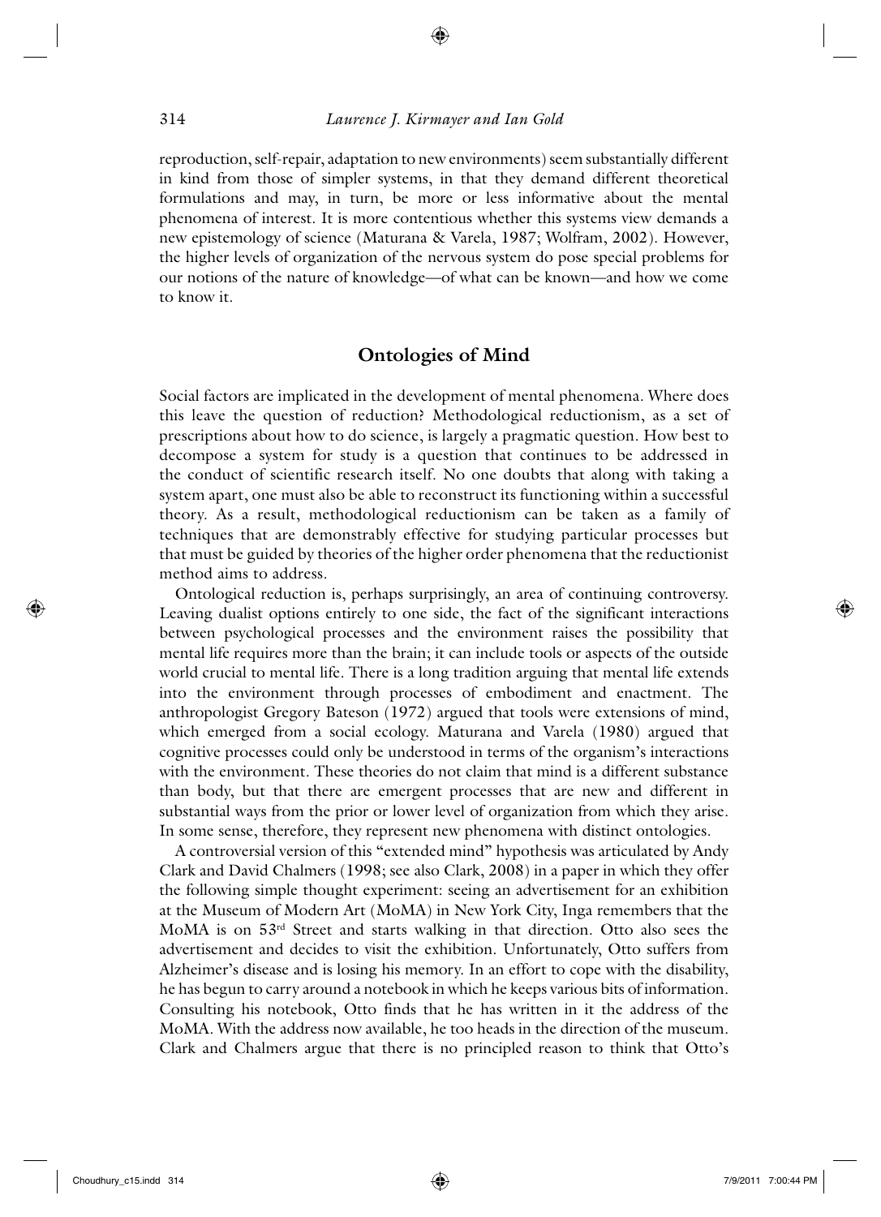reproduction, self-repair, adaptation to new environments) seem substantially different in kind from those of simpler systems, in that they demand different theoretical formulations and may, in turn, be more or less informative about the mental phenomena of interest. It is more contentious whether this systems view demands a new epistemology of science (Maturana & Varela, 1987; Wolfram, 2002). However, the higher levels of organization of the nervous system do pose special problems for our notions of the nature of knowledge—of what can be known—and how we come to know it.

## Ontologies of Mind

Social factors are implicated in the development of mental phenomena. Where does this leave the question of reduction? Methodological reductionism, as a set of prescriptions about how to do science, is largely a pragmatic question. How best to decompose a system for study is a question that continues to be addressed in the conduct of scientific research itself. No one doubts that along with taking a system apart, one must also be able to reconstruct its functioning within a successful theory. As a result, methodological reductionism can be taken as a family of techniques that are demonstrably effective for studying particular processes but that must be guided by theories of the higher order phenomena that the reductionist method aims to address.

Ontological reduction is, perhaps surprisingly, an area of continuing controversy. Leaving dualist options entirely to one side, the fact of the significant interactions between psychological processes and the environment raises the possibility that mental life requires more than the brain; it can include tools or aspects of the outside world crucial to mental life. There is a long tradition arguing that mental life extends into the environment through processes of embodiment and enactment. The anthropologist Gregory Bateson (1972) argued that tools were extensions of mind, which emerged from a social ecology. Maturana and Varela (1980) argued that cognitive processes could only be understood in terms of the organism's interactions with the environment. These theories do not claim that mind is a different substance than body, but that there are emergent processes that are new and different in substantial ways from the prior or lower level of organization from which they arise. In some sense, therefore, they represent new phenomena with distinct ontologies.

A controversial version of this "extended mind" hypothesis was articulated by Andy Clark and David Chalmers (1998; see also Clark, 2008) in a paper in which they offer the following simple thought experiment: seeing an advertisement for an exhibition at the Museum of Modern Art (MoMA) in New York City, Inga remembers that the MoMA is on 53rd Street and starts walking in that direction. Otto also sees the advertisement and decides to visit the exhibition. Unfortunately, Otto suffers from Alzheimer's disease and is losing his memory. In an effort to cope with the disability, he has begun to carry around a notebook in which he keeps various bits of information. Consulting his notebook, Otto finds that he has written in it the address of the MoMA. With the address now available, he too heads in the direction of the museum. Clark and Chalmers argue that there is no principled reason to think that Otto's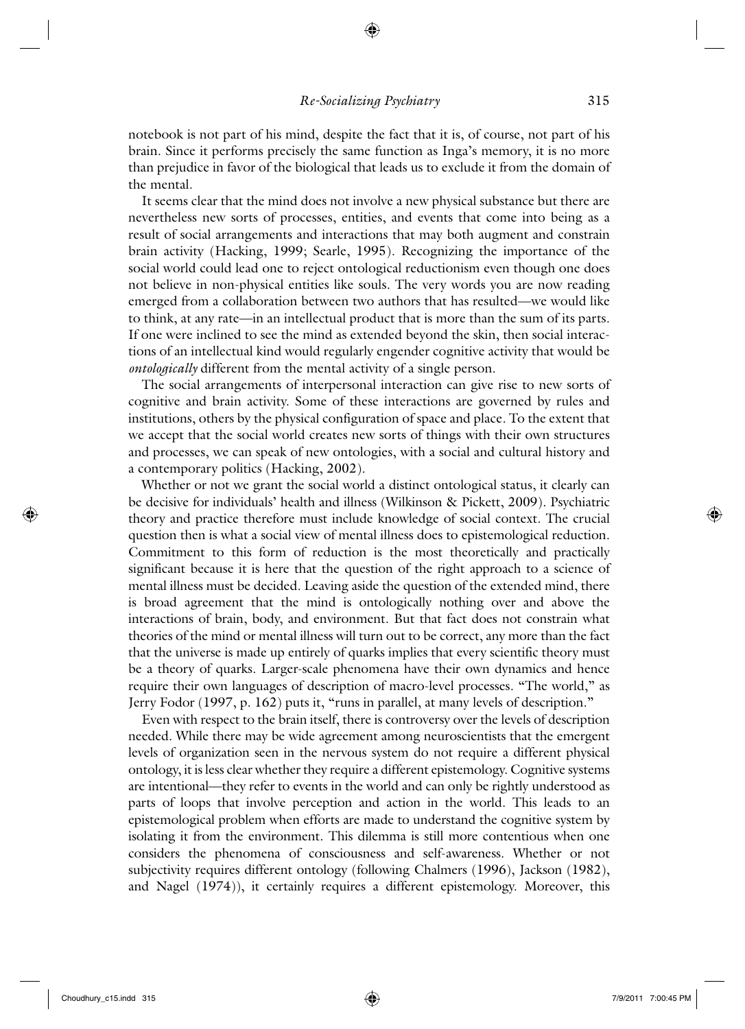notebook is not part of his mind, despite the fact that it is, of course, not part of his brain. Since it performs precisely the same function as Inga's memory, it is no more than prejudice in favor of the biological that leads us to exclude it from the domain of the mental.

It seems clear that the mind does not involve a new physical substance but there are nevertheless new sorts of processes, entities, and events that come into being as a result of social arrangements and interactions that may both augment and constrain brain activity (Hacking, 1999; Searle, 1995). Recognizing the importance of the social world could lead one to reject ontological reductionism even though one does not believe in non-physical entities like souls. The very words you are now reading emerged from a collaboration between two authors that has resulted—we would like to think, at any rate—in an intellectual product that is more than the sum of its parts. If one were inclined to see the mind as extended beyond the skin, then social interactions of an intellectual kind would regularly engender cognitive activity that would be *ontologically* different from the mental activity of a single person.

The social arrangements of interpersonal interaction can give rise to new sorts of cognitive and brain activity. Some of these interactions are governed by rules and institutions, others by the physical configuration of space and place. To the extent that we accept that the social world creates new sorts of things with their own structures and processes, we can speak of new ontologies, with a social and cultural history and a contemporary politics (Hacking, 2002).

Whether or not we grant the social world a distinct ontological status, it clearly can be decisive for individuals' health and illness (Wilkinson & Pickett, 2009). Psychiatric theory and practice therefore must include knowledge of social context. The crucial question then is what a social view of mental illness does to epistemological reduction. Commitment to this form of reduction is the most theoretically and practically significant because it is here that the question of the right approach to a science of mental illness must be decided. Leaving aside the question of the extended mind, there is broad agreement that the mind is ontologically nothing over and above the interactions of brain, body, and environment. But that fact does not constrain what theories of the mind or mental illness will turn out to be correct, any more than the fact that the universe is made up entirely of quarks implies that every scientific theory must be a theory of quarks. Larger-scale phenomena have their own dynamics and hence require their own languages of description of macro-level processes. "The world," as Jerry Fodor (1997, p. 162) puts it, "runs in parallel, at many levels of description."

Even with respect to the brain itself, there is controversy over the levels of description needed. While there may be wide agreement among neuroscientists that the emergent levels of organization seen in the nervous system do not require a different physical ontology, it is less clear whether they require a different epistemology. Cognitive systems are intentional—they refer to events in the world and can only be rightly understood as parts of loops that involve perception and action in the world. This leads to an epistemological problem when efforts are made to understand the cognitive system by isolating it from the environment. This dilemma is still more contentious when one considers the phenomena of consciousness and self-awareness. Whether or not subjectivity requires different ontology (following Chalmers (1996), Jackson (1982), and Nagel (1974)), it certainly requires a different epistemology. Moreover, this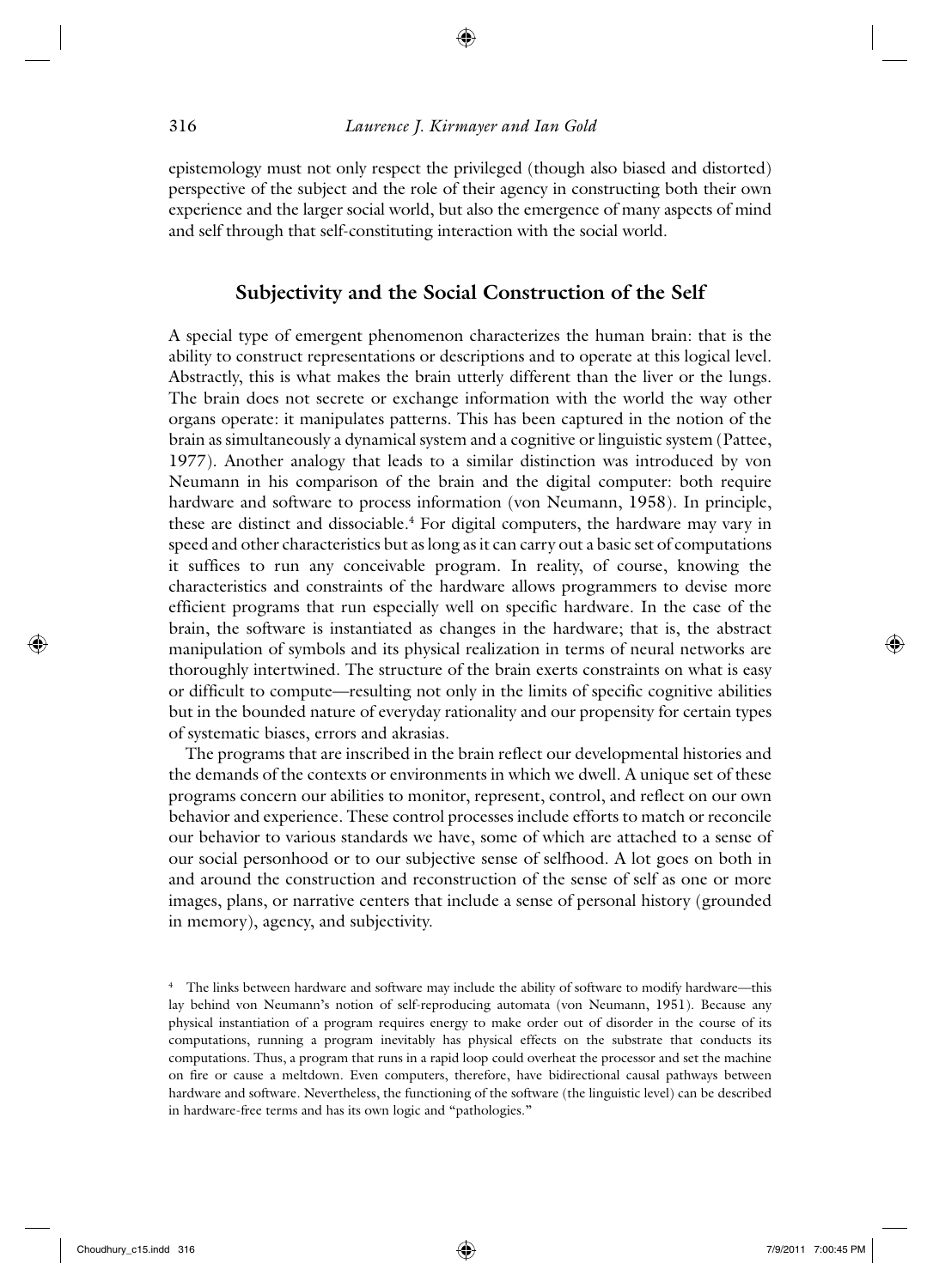epistemology must not only respect the privileged (though also biased and distorted) perspective of the subject and the role of their agency in constructing both their own experience and the larger social world, but also the emergence of many aspects of mind and self through that self-constituting interaction with the social world.

## Subjectivity and the Social Construction of the Self

A special type of emergent phenomenon characterizes the human brain: that is the ability to construct representations or descriptions and to operate at this logical level. Abstractly, this is what makes the brain utterly different than the liver or the lungs. The brain does not secrete or exchange information with the world the way other organs operate: it manipulates patterns. This has been captured in the notion of the brain as simultaneously a dynamical system and a cognitive or linguistic system (Pattee, 1977). Another analogy that leads to a similar distinction was introduced by von Neumann in his comparison of the brain and the digital computer: both require hardware and software to process information (von Neumann, 1958). In principle, these are distinct and dissociable.[4] For digital computers, the hardware may vary in speed and other characteristics but as long as it can carry out a basic set of computations it suffices to run any conceivable program. In reality, of course, knowing the characteristics and constraints of the hardware allows programmers to devise more efficient programs that run especially well on specific hardware. In the case of the brain, the software is instantiated as changes in the hardware; that is, the abstract manipulation of symbols and its physical realization in terms of neural networks are thoroughly intertwined. The structure of the brain exerts constraints on what is easy or difficult to compute—resulting not only in the limits of specific cognitive abilities but in the bounded nature of everyday rationality and our propensity for certain types of systematic biases, errors and akrasias.

The programs that are inscribed in the brain reflect our developmental histories and the demands of the contexts or environments in which we dwell. A unique set of these programs concern our abilities to monitor, represent, control, and reflect on our own behavior and experience. These control processes include efforts to match or reconcile our behavior to various standards we have, some of which are attached to a sense of our social personhood or to our subjective sense of selfhood. A lot goes on both in and around the construction and reconstruction of the sense of self as one or more images, plans, or narrative centers that include a sense of personal history (grounded in memory), agency, and subjectivity.

[4] The links between hardware and software may include the ability of software to modify hardware—this lay behind von Neumann's notion of self-reproducing automata (von Neumann, 1951). Because any physical instantiation of a program requires energy to make order out of disorder in the course of its computations, running a program inevitably has physical effects on the substrate that conducts its computations. Thus, a program that runs in a rapid loop could overheat the processor and set the machine on fire or cause a meltdown. Even computers, therefore, have bidirectional causal pathways between hardware and software. Nevertheless, the functioning of the software (the linguistic level) can be described in hardware-free terms and has its own logic and "pathologies."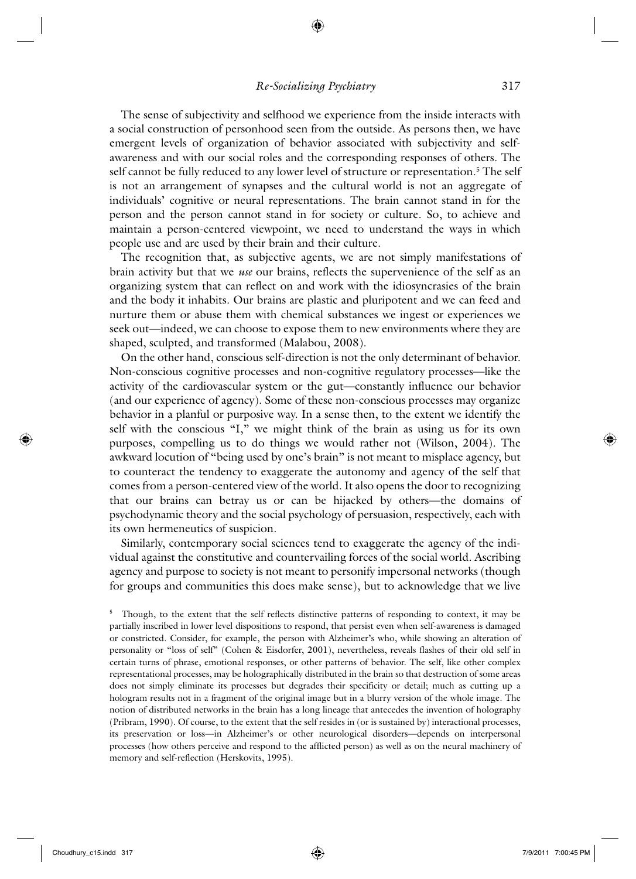The sense of subjectivity and selfhood we experience from the inside interacts with a social construction of personhood seen from the outside. As persons then, we have emergent levels of organization of behavior associated with subjectivity and self-awareness and with our social roles and the corresponding responses of others. The self cannot be fully reduced to any lower level of structure or representation.[5] The self is not an arrangement of synapses and the cultural world is not an aggregate of individuals' cognitive or neural representations. The brain cannot stand in for the person and the person cannot stand in for society or culture. So, to achieve and maintain a person-centered viewpoint, we need to understand the ways in which people use and are used by their brain and their culture.

The recognition that, as subjective agents, we are not simply manifestations of brain activity but that we *use* our brains, reflects the supervenience of the self as an organizing system that can reflect on and work with the idiosyncrasies of the brain and the body it inhabits. Our brains are plastic and pluripotent and we can feed and nurture them or abuse them with chemical substances we ingest or experiences we seek out—indeed, we can choose to expose them to new environments where they are shaped, sculpted, and transformed (Malabou, 2008).

On the other hand, conscious self-direction is not the only determinant of behavior. Non-conscious cognitive processes and non-cognitive regulatory processes—like the activity of the cardiovascular system or the gut—constantly influence our behavior (and our experience of agency). Some of these non-conscious processes may organize behavior in a planful or purposive way. In a sense then, to the extent we identify the self with the conscious "I," we might think of the brain as using us for its own purposes, compelling us to do things we would rather not (Wilson, 2004). The awkward locution of "being used by one's brain" is not meant to misplace agency, but to counteract the tendency to exaggerate the autonomy and agency of the self that comes from a person-centered view of the world. It also opens the door to recognizing that our brains can betray us or can be hijacked by others—the domains of psychodynamic theory and the social psychology of persuasion, respectively, each with its own hermeneutics of suspicion.

Similarly, contemporary social sciences tend to exaggerate the agency of the individual against the constitutive and countervailing forces of the social world. Ascribing agency and purpose to society is not meant to personify impersonal networks (though for groups and communities this does make sense), but to acknowledge that we live

[5] Though, to the extent that the self reflects distinctive patterns of responding to context, it may be partially inscribed in lower level dispositions to respond, that persist even when self-awareness is damaged or constricted. Consider, for example, the person with Alzheimer's who, while showing an alteration of personality or "loss of self" (Cohen & Eisdorfer, 2001), nevertheless, reveals flashes of their old self in certain turns of phrase, emotional responses, or other patterns of behavior. The self, like other complex representational processes, may be holographically distributed in the brain so that destruction of some areas does not simply eliminate its processes but degrades their specificity or detail; much as cutting up a hologram results not in a fragment of the original image but in a blurry version of the whole image. The notion of distributed networks in the brain has a long lineage that antecedes the invention of holography (Pribram, 1990). Of course, to the extent that the self resides in (or is sustained by) interactional processes, its preservation or loss—in Alzheimer's or other neurological disorders—depends on interpersonal processes (how others perceive and respond to the afflicted person) as well as on the neural machinery of memory and self-reflection (Herskovits, 1995).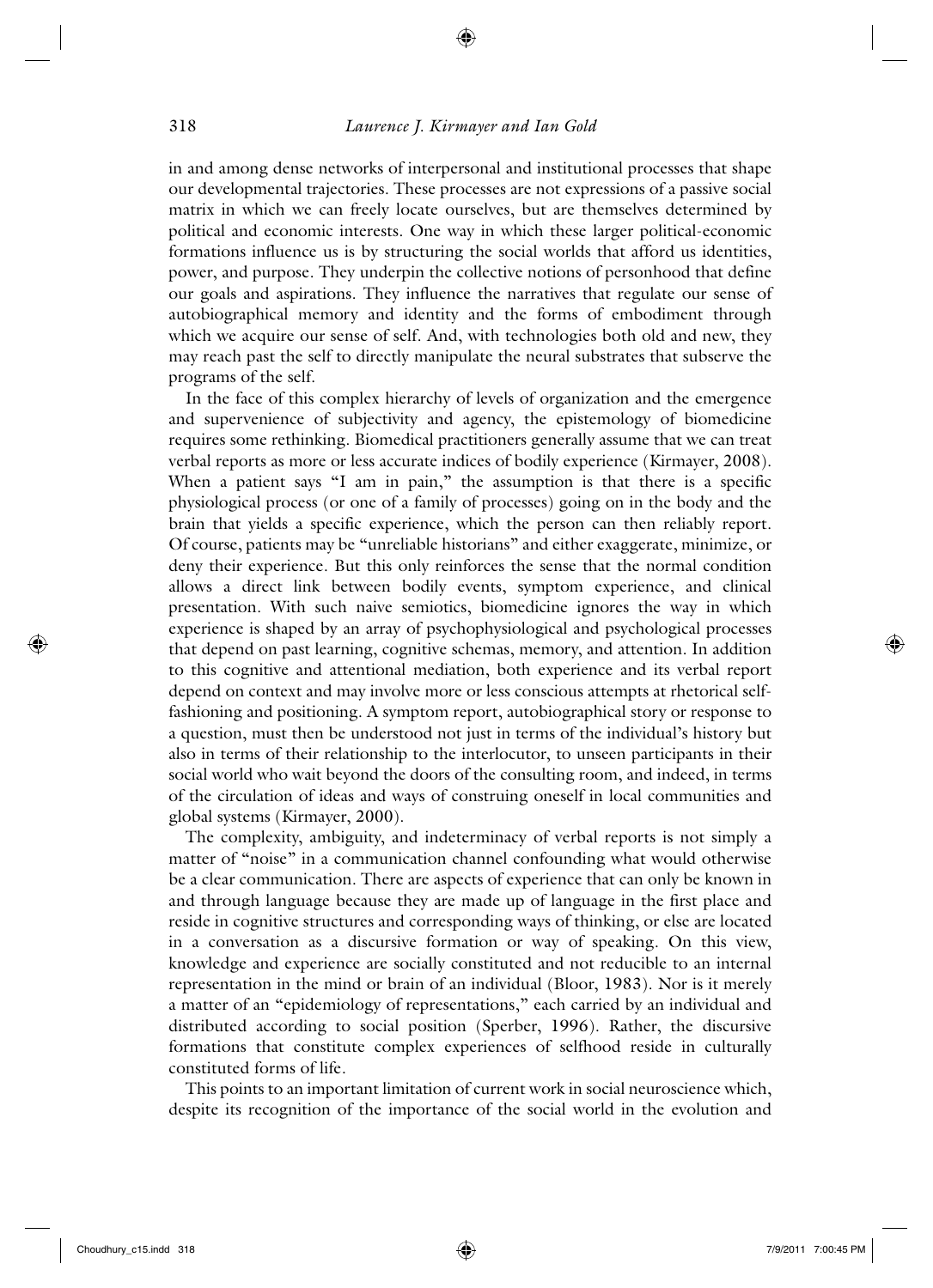in and among dense networks of interpersonal and institutional processes that shape our developmental trajectories. These processes are not expressions of a passive social matrix in which we can freely locate ourselves, but are themselves determined by political and economic interests. One way in which these larger political-economic formations influence us is by structuring the social worlds that afford us identities, power, and purpose. They underpin the collective notions of personhood that define our goals and aspirations. They influence the narratives that regulate our sense of autobiographical memory and identity and the forms of embodiment through which we acquire our sense of self. And, with technologies both old and new, they may reach past the self to directly manipulate the neural substrates that subserve the programs of the self.

In the face of this complex hierarchy of levels of organization and the emergence and supervenience of subjectivity and agency, the epistemology of biomedicine requires some rethinking. Biomedical practitioners generally assume that we can treat verbal reports as more or less accurate indices of bodily experience (Kirmayer, 2008). When a patient says "I am in pain," the assumption is that there is a specific physiological process (or one of a family of processes) going on in the body and the brain that yields a specific experience, which the person can then reliably report. Of course, patients may be "unreliable historians" and either exaggerate, minimize, or deny their experience. But this only reinforces the sense that the normal condition allows a direct link between bodily events, symptom experience, and clinical presentation. With such naive semiotics, biomedicine ignores the way in which experience is shaped by an array of psychophysiological and psychological processes that depend on past learning, cognitive schemas, memory, and attention. In addition to this cognitive and attentional mediation, both experience and its verbal report depend on context and may involve more or less conscious attempts at rhetorical self-fashioning and positioning. A symptom report, autobiographical story or response to a question, must then be understood not just in terms of the individual's history but also in terms of their relationship to the interlocutor, to unseen participants in their social world who wait beyond the doors of the consulting room, and indeed, in terms of the circulation of ideas and ways of construing oneself in local communities and global systems (Kirmayer, 2000).

The complexity, ambiguity, and indeterminacy of verbal reports is not simply a matter of "noise" in a communication channel confounding what would otherwise be a clear communication. There are aspects of experience that can only be known in and through language because they are made up of language in the first place and reside in cognitive structures and corresponding ways of thinking, or else are located in a conversation as a discursive formation or way of speaking. On this view, knowledge and experience are socially constituted and not reducible to an internal representation in the mind or brain of an individual (Bloor, 1983). Nor is it merely a matter of an "epidemiology of representations," each carried by an individual and distributed according to social position (Sperber, 1996). Rather, the discursive formations that constitute complex experiences of selfhood reside in culturally constituted forms of life.

This points to an important limitation of current work in social neuroscience which, despite its recognition of the importance of the social world in the evolution and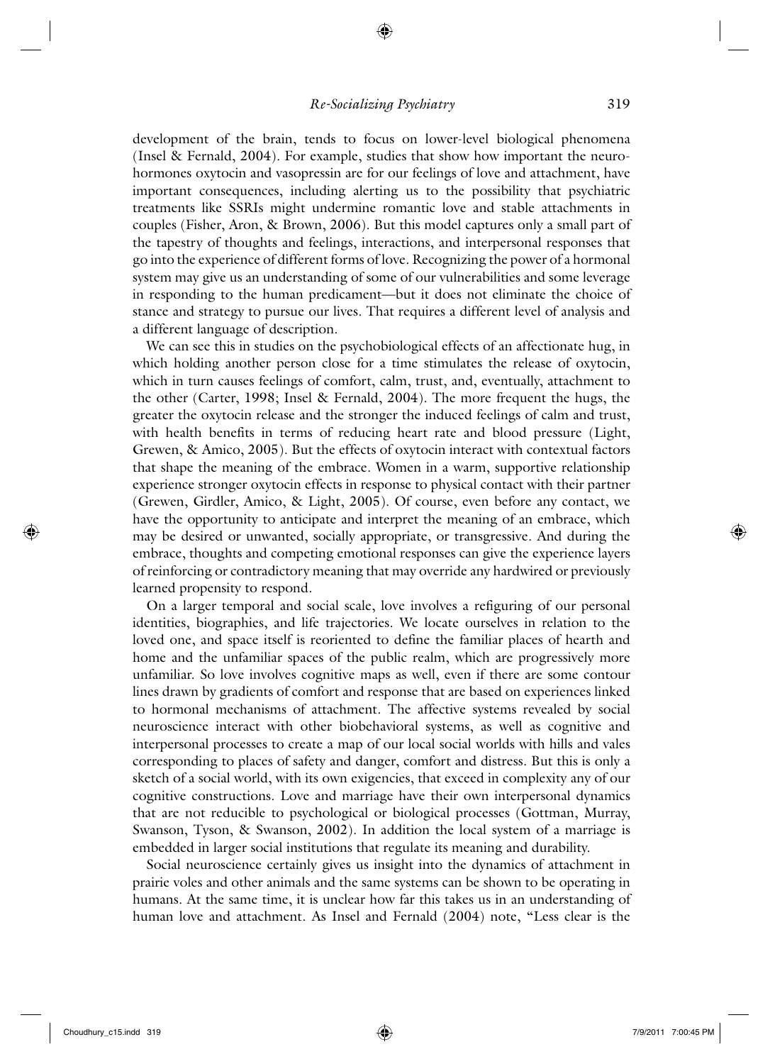development of the brain, tends to focus on lower-level biological phenomena (Insel & Fernald, 2004). For example, studies that show how important the neurohormones oxytocin and vasopressin are for our feelings of love and attachment, have important consequences, including alerting us to the possibility that psychiatric treatments like SSRIs might undermine romantic love and stable attachments in couples (Fisher, Aron, & Brown, 2006). But this model captures only a small part of the tapestry of thoughts and feelings, interactions, and interpersonal responses that go into the experience of different forms of love. Recognizing the power of a hormonal system may give us an understanding of some of our vulnerabilities and some leverage in responding to the human predicament—but it does not eliminate the choice of stance and strategy to pursue our lives. That requires a different level of analysis and a different language of description.

We can see this in studies on the psychobiological effects of an affectionate hug, in which holding another person close for a time stimulates the release of oxytocin, which in turn causes feelings of comfort, calm, trust, and, eventually, attachment to the other (Carter, 1998; Insel & Fernald, 2004). The more frequent the hugs, the greater the oxytocin release and the stronger the induced feelings of calm and trust, with health benefits in terms of reducing heart rate and blood pressure (Light, Grewen, & Amico, 2005). But the effects of oxytocin interact with contextual factors that shape the meaning of the embrace. Women in a warm, supportive relationship experience stronger oxytocin effects in response to physical contact with their partner (Grewen, Girdler, Amico, & Light, 2005). Of course, even before any contact, we have the opportunity to anticipate and interpret the meaning of an embrace, which may be desired or unwanted, socially appropriate, or transgressive. And during the embrace, thoughts and competing emotional responses can give the experience layers of reinforcing or contradictory meaning that may override any hardwired or previously learned propensity to respond.

On a larger temporal and social scale, love involves a refiguring of our personal identities, biographies, and life trajectories. We locate ourselves in relation to the loved one, and space itself is reoriented to define the familiar places of hearth and home and the unfamiliar spaces of the public realm, which are progressively more unfamiliar. So love involves cognitive maps as well, even if there are some contour lines drawn by gradients of comfort and response that are based on experiences linked to hormonal mechanisms of attachment. The affective systems revealed by social neuroscience interact with other biobehavioral systems, as well as cognitive and interpersonal processes to create a map of our local social worlds with hills and vales corresponding to places of safety and danger, comfort and distress. But this is only a sketch of a social world, with its own exigencies, that exceed in complexity any of our cognitive constructions. Love and marriage have their own interpersonal dynamics that are not reducible to psychological or biological processes (Gottman, Murray, Swanson, Tyson, & Swanson, 2002). In addition the local system of a marriage is embedded in larger social institutions that regulate its meaning and durability.

Social neuroscience certainly gives us insight into the dynamics of attachment in prairie voles and other animals and the same systems can be shown to be operating in humans. At the same time, it is unclear how far this takes us in an understanding of human love and attachment. As Insel and Fernald (2004) note, "Less clear is the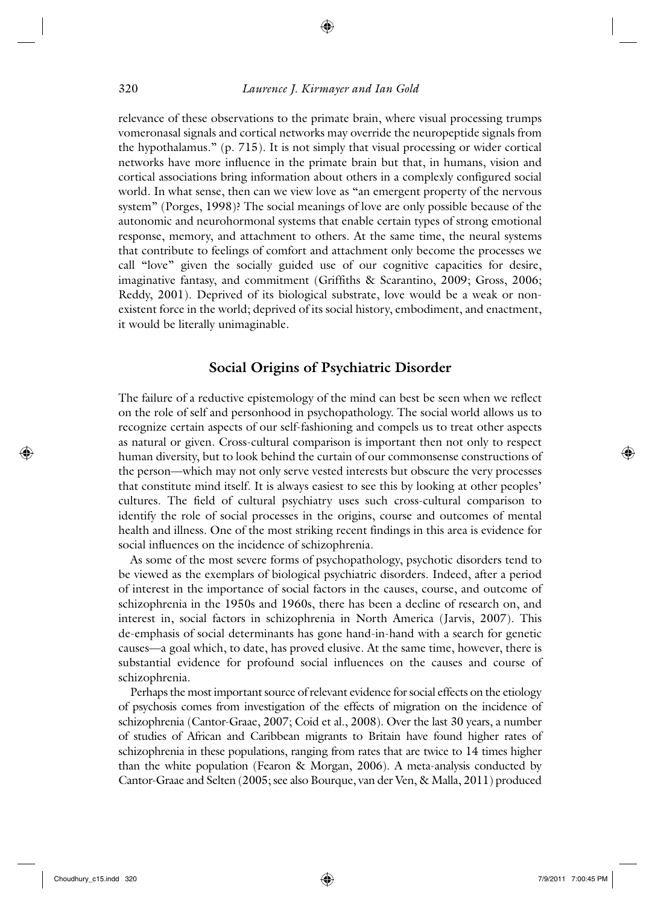relevance of these observations to the primate brain, where visual processing trumps vomeronasal signals and cortical networks may override the neuropeptide signals from the hypothalamus." (p. 715). It is not simply that visual processing or wider cortical networks have more influence in the primate brain but that, in humans, vision and cortical associations bring information about others in a complexly configured social world. In what sense, then can we view love as "an emergent property of the nervous system" (Porges, 1998)? The social meanings of love are only possible because of the autonomic and neurohormonal systems that enable certain types of strong emotional response, memory, and attachment to others. At the same time, the neural systems that contribute to feelings of comfort and attachment only become the processes we call "love" given the socially guided use of our cognitive capacities for desire, imaginative fantasy, and commitment (Griffiths & Scarantino, 2009; Gross, 2006; Reddy, 2001). Deprived of its biological substrate, love would be a weak or nonexistent force in the world; deprived of its social history, embodiment, and enactment, it would be literally unimaginable.

## Social Origins of Psychiatric Disorder

The failure of a reductive epistemology of the mind can best be seen when we reflect on the role of self and personhood in psychopathology. The social world allows us to recognize certain aspects of our self-fashioning and compels us to treat other aspects as natural or given. Cross-cultural comparison is important then not only to respect human diversity, but to look behind the curtain of our commonsense constructions of the person—which may not only serve vested interests but obscure the very processes that constitute mind itself. It is always easiest to see this by looking at other peoples' cultures. The field of cultural psychiatry uses such cross-cultural comparison to identify the role of social processes in the origins, course and outcomes of mental health and illness. One of the most striking recent findings in this area is evidence for social influences on the incidence of schizophrenia.

As some of the most severe forms of psychopathology, psychotic disorders tend to be viewed as the exemplars of biological psychiatric disorders. Indeed, after a period of interest in the importance of social factors in the causes, course, and outcome of schizophrenia in the 1950s and 1960s, there has been a decline of research on, and interest in, social factors in schizophrenia in North America (Jarvis, 2007). This de-emphasis of social determinants has gone hand-in-hand with a search for genetic causes—a goal which, to date, has proved elusive. At the same time, however, there is substantial evidence for profound social influences on the causes and course of schizophrenia.

Perhaps the most important source of relevant evidence for social effects on the etiology of psychosis comes from investigation of the effects of migration on the incidence of schizophrenia (Cantor-Graae, 2007; Coid et al., 2008). Over the last 30 years, a number of studies of African and Caribbean migrants to Britain have found higher rates of schizophrenia in these populations, ranging from rates that are twice to 14 times higher than the white population (Fearon & Morgan, 2006). A meta-analysis conducted by Cantor-Graae and Selten (2005; see also Bourque, van der Ven, & Malla, 2011) produced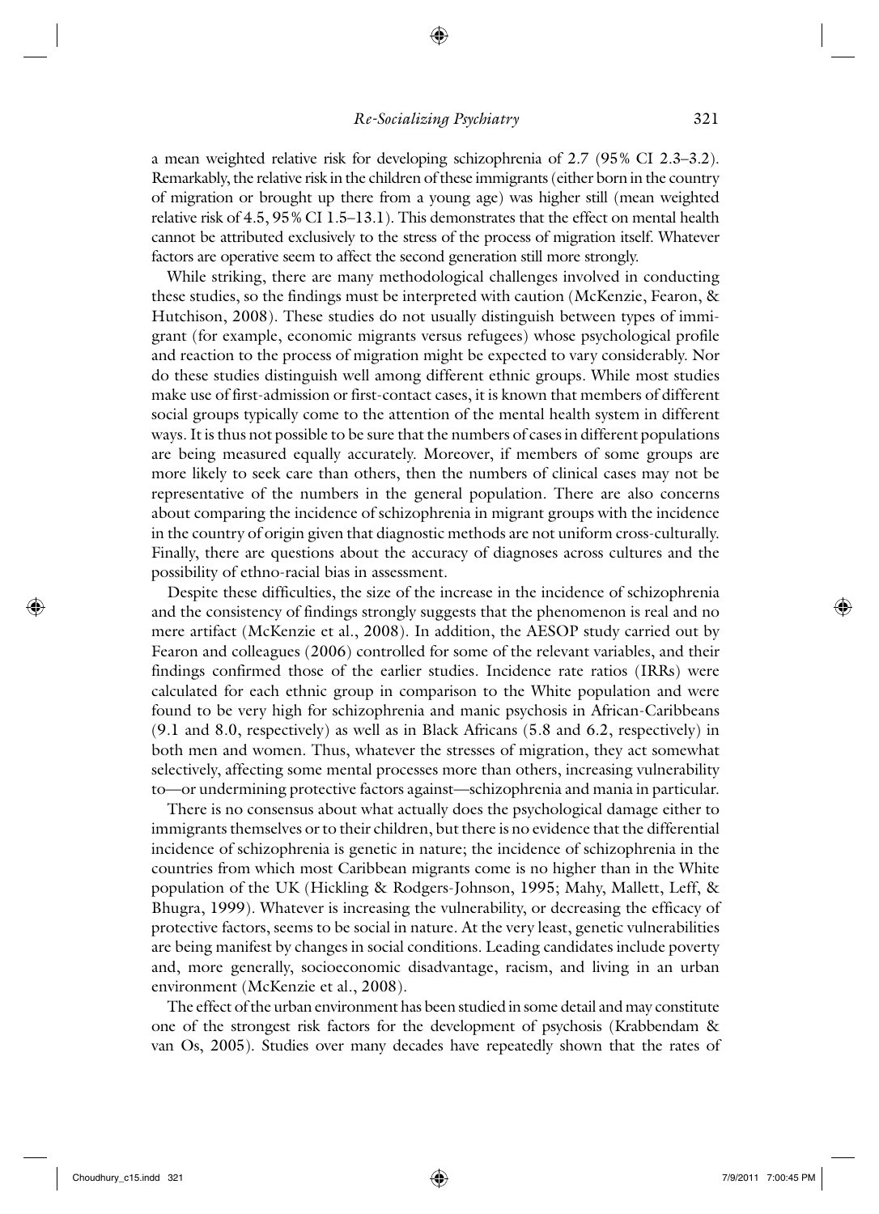a mean weighted relative risk for developing schizophrenia of 2.7 (95% CI 2.3–3.2). Remarkably, the relative risk in the children of these immigrants (either born in the country of migration or brought up there from a young age) was higher still (mean weighted relative risk of 4.5, 95% CI 1.5–13.1). This demonstrates that the effect on mental health cannot be attributed exclusively to the stress of the process of migration itself. Whatever factors are operative seem to affect the second generation still more strongly.

While striking, there are many methodological challenges involved in conducting these studies, so the findings must be interpreted with caution (McKenzie, Fearon, & Hutchison, 2008). These studies do not usually distinguish between types of immigrant (for example, economic migrants versus refugees) whose psychological profile and reaction to the process of migration might be expected to vary considerably. Nor do these studies distinguish well among different ethnic groups. While most studies make use of first-admission or first-contact cases, it is known that members of different social groups typically come to the attention of the mental health system in different ways. It is thus not possible to be sure that the numbers of cases in different populations are being measured equally accurately. Moreover, if members of some groups are more likely to seek care than others, then the numbers of clinical cases may not be representative of the numbers in the general population. There are also concerns about comparing the incidence of schizophrenia in migrant groups with the incidence in the country of origin given that diagnostic methods are not uniform cross-culturally. Finally, there are questions about the accuracy of diagnoses across cultures and the possibility of ethno-racial bias in assessment.

Despite these difficulties, the size of the increase in the incidence of schizophrenia and the consistency of findings strongly suggests that the phenomenon is real and no mere artifact (McKenzie et al., 2008). In addition, the AESOP study carried out by Fearon and colleagues (2006) controlled for some of the relevant variables, and their findings confirmed those of the earlier studies. Incidence rate ratios (IRRs) were calculated for each ethnic group in comparison to the White population and were found to be very high for schizophrenia and manic psychosis in African-Caribbeans (9.1 and 8.0, respectively) as well as in Black Africans (5.8 and 6.2, respectively) in both men and women. Thus, whatever the stresses of migration, they act somewhat selectively, affecting some mental processes more than others, increasing vulnerability to—or undermining protective factors against—schizophrenia and mania in particular.

There is no consensus about what actually does the psychological damage either to immigrants themselves or to their children, but there is no evidence that the differential incidence of schizophrenia is genetic in nature; the incidence of schizophrenia in the countries from which most Caribbean migrants come is no higher than in the White population of the UK (Hickling & Rodgers-Johnson, 1995; Mahy, Mallett, Leff, & Bhugra, 1999). Whatever is increasing the vulnerability, or decreasing the efficacy of protective factors, seems to be social in nature. At the very least, genetic vulnerabilities are being manifest by changes in social conditions. Leading candidates include poverty and, more generally, socioeconomic disadvantage, racism, and living in an urban environment (McKenzie et al., 2008).

The effect of the urban environment has been studied in some detail and may constitute one of the strongest risk factors for the development of psychosis (Krabbendam & van Os, 2005). Studies over many decades have repeatedly shown that the rates of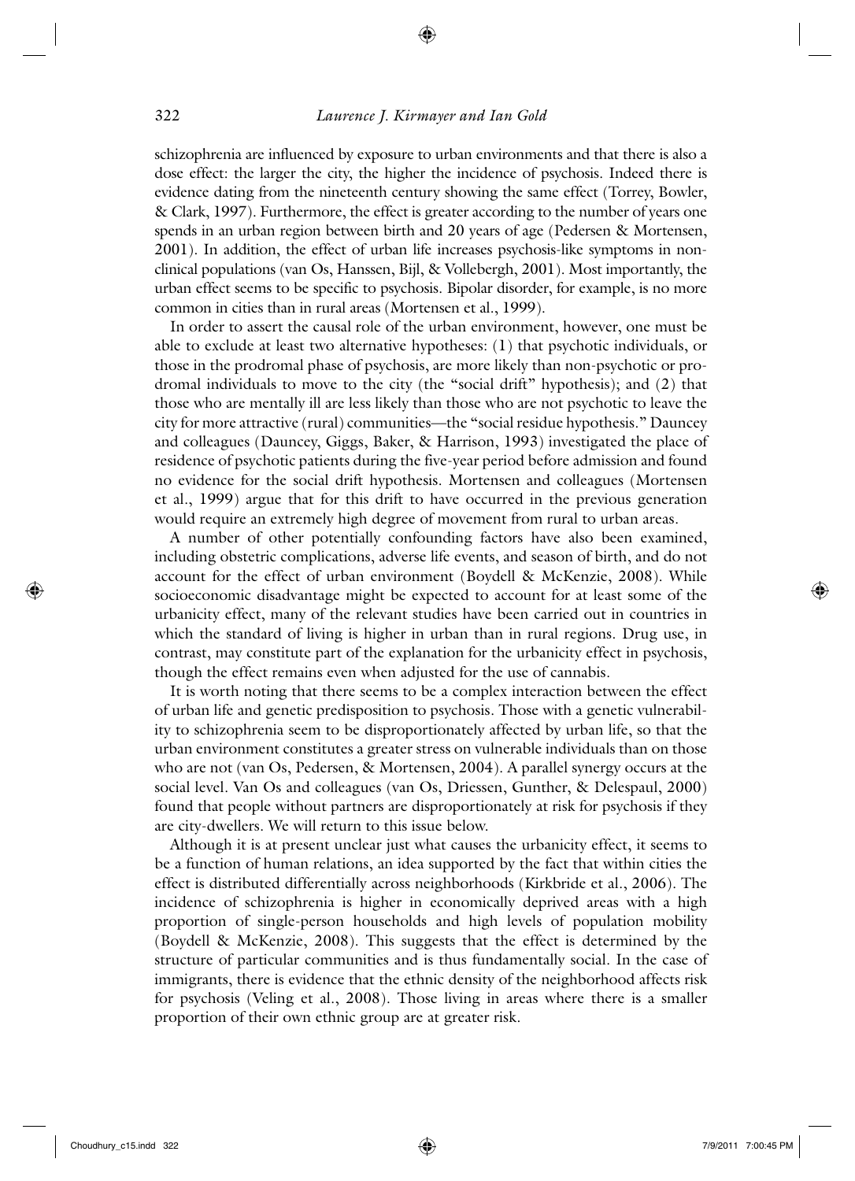schizophrenia are influenced by exposure to urban environments and that there is also a dose effect: the larger the city, the higher the incidence of psychosis. Indeed there is evidence dating from the nineteenth century showing the same effect (Torrey, Bowler, & Clark, 1997). Furthermore, the effect is greater according to the number of years one spends in an urban region between birth and 20 years of age (Pedersen & Mortensen, 2001). In addition, the effect of urban life increases psychosis-like symptoms in nonclinical populations (van Os, Hanssen, Bijl, & Vollebergh, 2001). Most importantly, the urban effect seems to be specific to psychosis. Bipolar disorder, for example, is no more common in cities than in rural areas (Mortensen et al., 1999).

In order to assert the causal role of the urban environment, however, one must be able to exclude at least two alternative hypotheses: (1) that psychotic individuals, or those in the prodromal phase of psychosis, are more likely than non-psychotic or prodromal individuals to move to the city (the "social drift" hypothesis); and (2) that those who are mentally ill are less likely than those who are not psychotic to leave the city for more attractive (rural) communities—the "social residue hypothesis." Dauncey and colleagues (Dauncey, Giggs, Baker, & Harrison, 1993) investigated the place of residence of psychotic patients during the five-year period before admission and found no evidence for the social drift hypothesis. Mortensen and colleagues (Mortensen et al., 1999) argue that for this drift to have occurred in the previous generation would require an extremely high degree of movement from rural to urban areas.

A number of other potentially confounding factors have also been examined, including obstetric complications, adverse life events, and season of birth, and do not account for the effect of urban environment (Boydell & McKenzie, 2008). While socioeconomic disadvantage might be expected to account for at least some of the urbanicity effect, many of the relevant studies have been carried out in countries in which the standard of living is higher in urban than in rural regions. Drug use, in contrast, may constitute part of the explanation for the urbanicity effect in psychosis, though the effect remains even when adjusted for the use of cannabis.

It is worth noting that there seems to be a complex interaction between the effect of urban life and genetic predisposition to psychosis. Those with a genetic vulnerability to schizophrenia seem to be disproportionately affected by urban life, so that the urban environment constitutes a greater stress on vulnerable individuals than on those who are not (van Os, Pedersen, & Mortensen, 2004). A parallel synergy occurs at the social level. Van Os and colleagues (van Os, Driessen, Gunther, & Delespaul, 2000) found that people without partners are disproportionately at risk for psychosis if they are city-dwellers. We will return to this issue below.

Although it is at present unclear just what causes the urbanicity effect, it seems to be a function of human relations, an idea supported by the fact that within cities the effect is distributed differentially across neighborhoods (Kirkbride et al., 2006). The incidence of schizophrenia is higher in economically deprived areas with a high proportion of single-person households and high levels of population mobility (Boydell & McKenzie, 2008). This suggests that the effect is determined by the structure of particular communities and is thus fundamentally social. In the case of immigrants, there is evidence that the ethnic density of the neighborhood affects risk for psychosis (Veling et al., 2008). Those living in areas where there is a smaller proportion of their own ethnic group are at greater risk.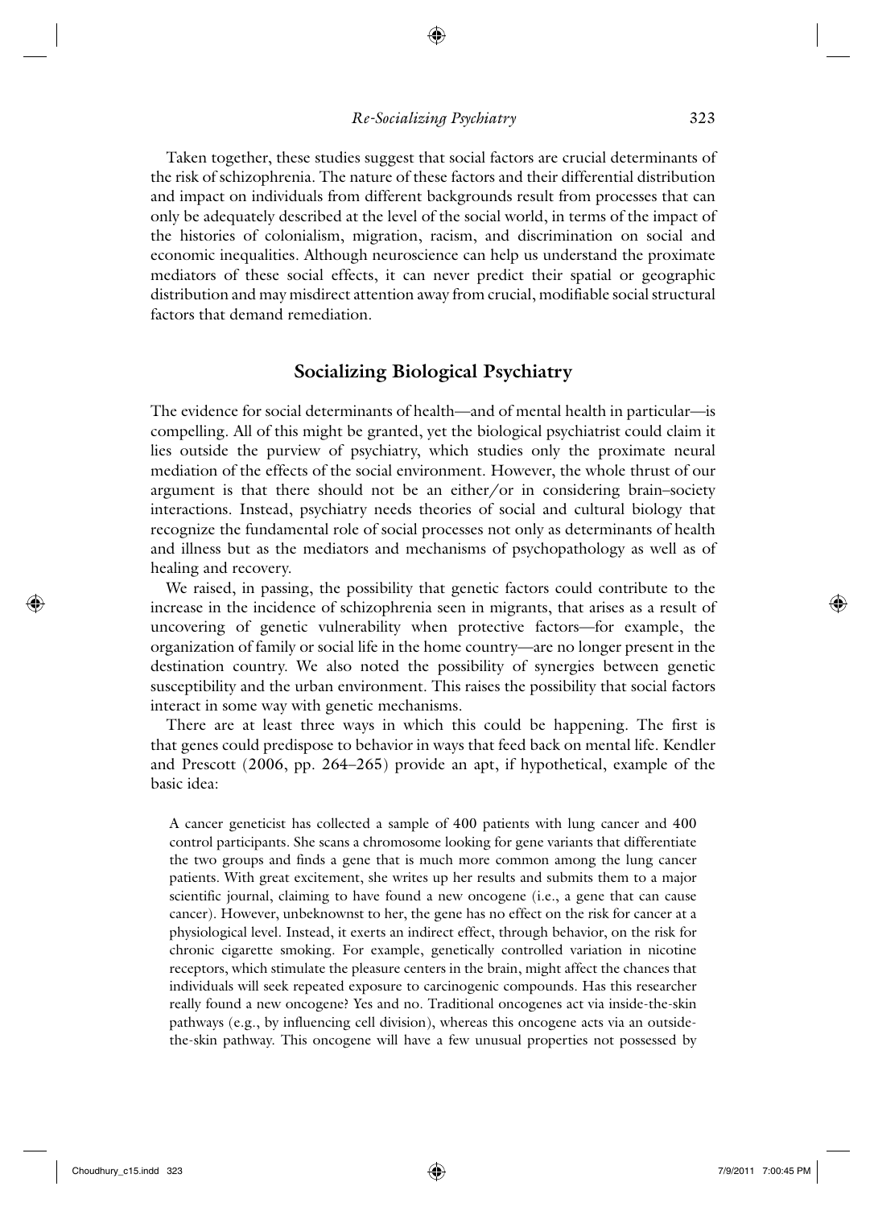Taken together, these studies suggest that social factors are crucial determinants of the risk of schizophrenia. The nature of these factors and their differential distribution and impact on individuals from different backgrounds result from processes that can only be adequately described at the level of the social world, in terms of the impact of the histories of colonialism, migration, racism, and discrimination on social and economic inequalities. Although neuroscience can help us understand the proximate mediators of these social effects, it can never predict their spatial or geographic distribution and may misdirect attention away from crucial, modifiable social structural factors that demand remediation.

## Socializing Biological Psychiatry

The evidence for social determinants of health—and of mental health in particular—is compelling. All of this might be granted, yet the biological psychiatrist could claim it lies outside the purview of psychiatry, which studies only the proximate neural mediation of the effects of the social environment. However, the whole thrust of our argument is that there should not be an either/or in considering brain–society interactions. Instead, psychiatry needs theories of social and cultural biology that recognize the fundamental role of social processes not only as determinants of health and illness but as the mediators and mechanisms of psychopathology as well as of healing and recovery.

We raised, in passing, the possibility that genetic factors could contribute to the increase in the incidence of schizophrenia seen in migrants, that arises as a result of uncovering of genetic vulnerability when protective factors—for example, the organization of family or social life in the home country—are no longer present in the destination country. We also noted the possibility of synergies between genetic susceptibility and the urban environment. This raises the possibility that social factors interact in some way with genetic mechanisms.

There are at least three ways in which this could be happening. The first is that genes could predispose to behavior in ways that feed back on mental life. Kendler and Prescott (2006, pp. 264–265) provide an apt, if hypothetical, example of the basic idea:

> A cancer geneticist has collected a sample of 400 patients with lung cancer and 400 control participants. She scans a chromosome looking for gene variants that differentiate the two groups and finds a gene that is much more common among the lung cancer patients. With great excitement, she writes up her results and submits them to a major scientific journal, claiming to have found a new oncogene (i.e., a gene that can cause cancer). However, unbeknownst to her, the gene has no effect on the risk for cancer at a physiological level. Instead, it exerts an indirect effect, through behavior, on the risk for chronic cigarette smoking. For example, genetically controlled variation in nicotine receptors, which stimulate the pleasure centers in the brain, might affect the chances that individuals will seek repeated exposure to carcinogenic compounds. Has this researcher really found a new oncogene? Yes and no. Traditional oncogenes act via inside-the-skin pathways (e.g., by influencing cell division), whereas this oncogene acts via an outside-the-skin pathway. This oncogene will have a few unusual properties not possessed by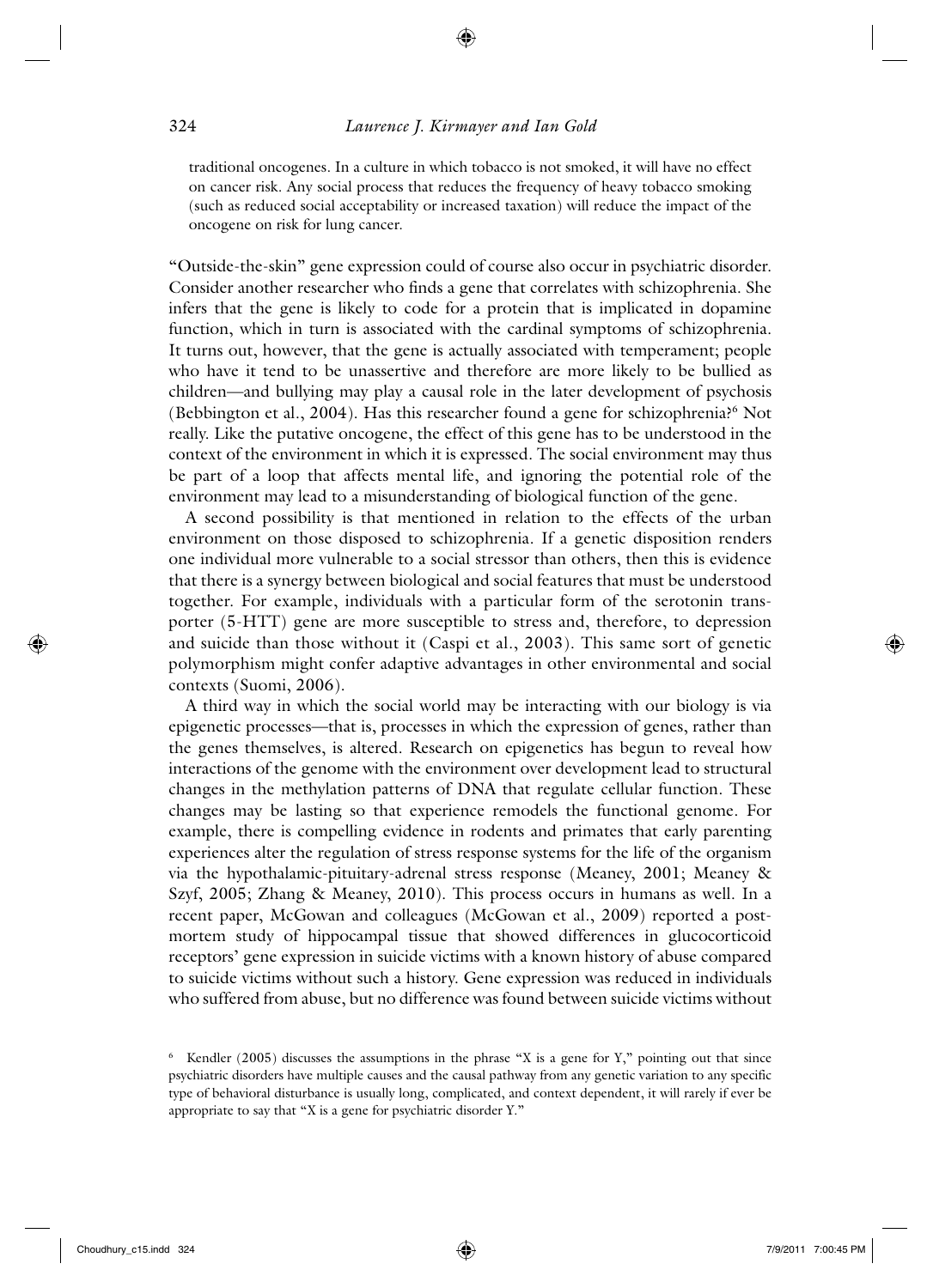traditional oncogenes. In a culture in which tobacco is not smoked, it will have no effect on cancer risk. Any social process that reduces the frequency of heavy tobacco smoking (such as reduced social acceptability or increased taxation) will reduce the impact of the oncogene on risk for lung cancer.

"Outside-the-skin" gene expression could of course also occur in psychiatric disorder. Consider another researcher who finds a gene that correlates with schizophrenia. She infers that the gene is likely to code for a protein that is implicated in dopamine function, which in turn is associated with the cardinal symptoms of schizophrenia. It turns out, however, that the gene is actually associated with temperament; people who have it tend to be unassertive and therefore are more likely to be bullied as children—and bullying may play a causal role in the later development of psychosis (Bebbington et al., 2004). Has this researcher found a gene for schizophrenia?[6] Not really. Like the putative oncogene, the effect of this gene has to be understood in the context of the environment in which it is expressed. The social environment may thus be part of a loop that affects mental life, and ignoring the potential role of the environment may lead to a misunderstanding of biological function of the gene.

A second possibility is that mentioned in relation to the effects of the urban environment on those disposed to schizophrenia. If a genetic disposition renders one individual more vulnerable to a social stressor than others, then this is evidence that there is a synergy between biological and social features that must be understood together. For example, individuals with a particular form of the serotonin transporter (5-HTT) gene are more susceptible to stress and, therefore, to depression and suicide than those without it (Caspi et al., 2003). This same sort of genetic polymorphism might confer adaptive advantages in other environmental and social contexts (Suomi, 2006).

A third way in which the social world may be interacting with our biology is via epigenetic processes—that is, processes in which the expression of genes, rather than the genes themselves, is altered. Research on epigenetics has begun to reveal how interactions of the genome with the environment over development lead to structural changes in the methylation patterns of DNA that regulate cellular function. These changes may be lasting so that experience remodels the functional genome. For example, there is compelling evidence in rodents and primates that early parenting experiences alter the regulation of stress response systems for the life of the organism via the hypothalamic-pituitary-adrenal stress response (Meaney, 2001; Meaney & Szyf, 2005; Zhang & Meaney, 2010). This process occurs in humans as well. In a recent paper, McGowan and colleagues (McGowan et al., 2009) reported a postmortem study of hippocampal tissue that showed differences in glucocorticoid receptors' gene expression in suicide victims with a known history of abuse compared to suicide victims without such a history. Gene expression was reduced in individuals who suffered from abuse, but no difference was found between suicide victims without

[6] Kendler (2005) discusses the assumptions in the phrase "X is a gene for Y," pointing out that since psychiatric disorders have multiple causes and the causal pathway from any genetic variation to any specific type of behavioral disturbance is usually long, complicated, and context dependent, it will rarely if ever be appropriate to say that "X is a gene for psychiatric disorder Y."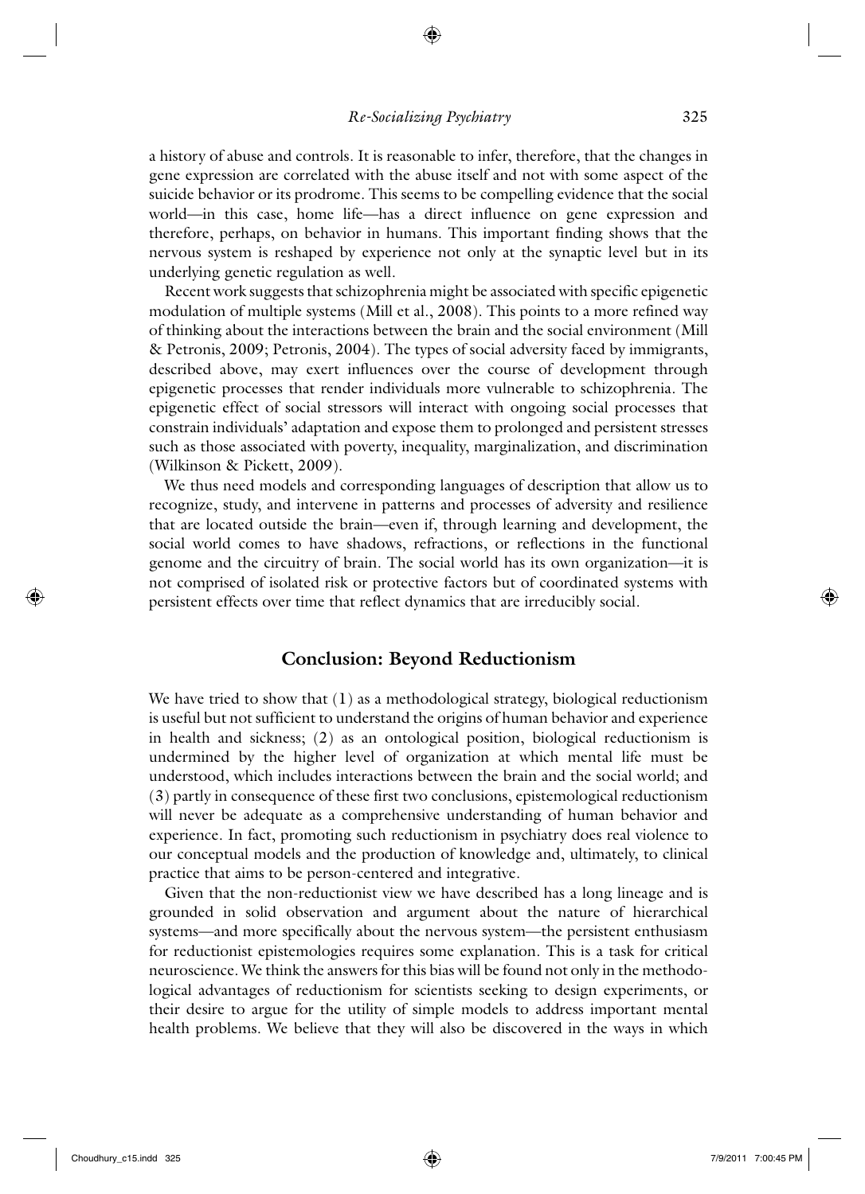a history of abuse and controls. It is reasonable to infer, therefore, that the changes in gene expression are correlated with the abuse itself and not with some aspect of the suicide behavior or its prodrome. This seems to be compelling evidence that the social world—in this case, home life—has a direct influence on gene expression and therefore, perhaps, on behavior in humans. This important finding shows that the nervous system is reshaped by experience not only at the synaptic level but in its underlying genetic regulation as well.

Recent work suggests that schizophrenia might be associated with specific epigenetic modulation of multiple systems (Mill et al., 2008). This points to a more refined way of thinking about the interactions between the brain and the social environment (Mill & Petronis, 2009; Petronis, 2004). The types of social adversity faced by immigrants, described above, may exert influences over the course of development through epigenetic processes that render individuals more vulnerable to schizophrenia. The epigenetic effect of social stressors will interact with ongoing social processes that constrain individuals' adaptation and expose them to prolonged and persistent stresses such as those associated with poverty, inequality, marginalization, and discrimination (Wilkinson & Pickett, 2009).

We thus need models and corresponding languages of description that allow us to recognize, study, and intervene in patterns and processes of adversity and resilience that are located outside the brain—even if, through learning and development, the social world comes to have shadows, refractions, or reflections in the functional genome and the circuitry of brain. The social world has its own organization—it is not comprised of isolated risk or protective factors but of coordinated systems with persistent effects over time that reflect dynamics that are irreducibly social.

## Conclusion: Beyond Reductionism

We have tried to show that (1) as a methodological strategy, biological reductionism is useful but not sufficient to understand the origins of human behavior and experience in health and sickness; (2) as an ontological position, biological reductionism is undermined by the higher level of organization at which mental life must be understood, which includes interactions between the brain and the social world; and (3) partly in consequence of these first two conclusions, epistemological reductionism will never be adequate as a comprehensive understanding of human behavior and experience. In fact, promoting such reductionism in psychiatry does real violence to our conceptual models and the production of knowledge and, ultimately, to clinical practice that aims to be person-centered and integrative.

Given that the non-reductionist view we have described has a long lineage and is grounded in solid observation and argument about the nature of hierarchical systems—and more specifically about the nervous system—the persistent enthusiasm for reductionist epistemologies requires some explanation. This is a task for critical neuroscience. We think the answers for this bias will be found not only in the methodological advantages of reductionism for scientists seeking to design experiments, or their desire to argue for the utility of simple models to address important mental health problems. We believe that they will also be discovered in the ways in which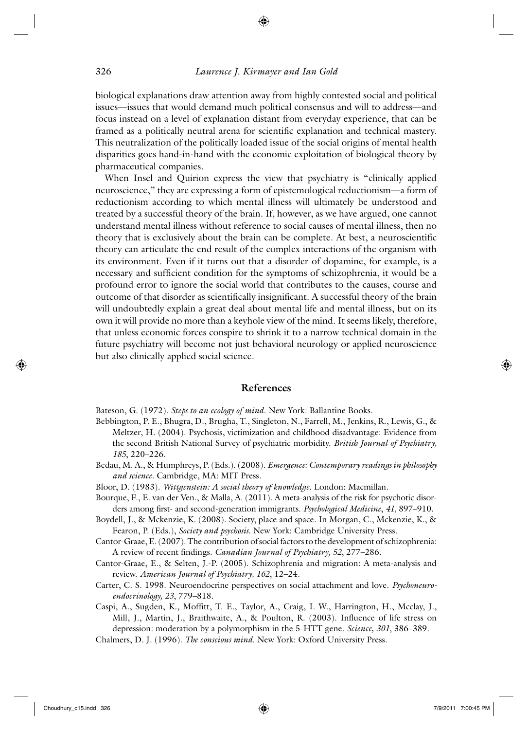biological explanations draw attention away from highly contested social and political issues—issues that would demand much political consensus and will to address—and focus instead on a level of explanation distant from everyday experience, that can be framed as a politically neutral arena for scientific explanation and technical mastery. This neutralization of the politically loaded issue of the social origins of mental health disparities goes hand-in-hand with the economic exploitation of biological theory by pharmaceutical companies.

When Insel and Quirion express the view that psychiatry is "clinically applied neuroscience," they are expressing a form of epistemological reductionism—a form of reductionism according to which mental illness will ultimately be understood and treated by a successful theory of the brain. If, however, as we have argued, one cannot understand mental illness without reference to social causes of mental illness, then no theory that is exclusively about the brain can be complete. At best, a neuroscientific theory can articulate the end result of the complex interactions of the organism with its environment. Even if it turns out that a disorder of dopamine, for example, is a necessary and sufficient condition for the symptoms of schizophrenia, it would be a profound error to ignore the social world that contributes to the causes, course and outcome of that disorder as scientifically insignificant. A successful theory of the brain will undoubtedly explain a great deal about mental life and mental illness, but on its own it will provide no more than a keyhole view of the mind. It seems likely, therefore, that unless economic forces conspire to shrink it to a narrow technical domain in the future psychiatry will become not just behavioral neurology or applied neuroscience but also clinically applied social science.

## References

Bateson, G. (1972). *Steps to an ecology of mind*. New York: Ballantine Books.

Bebbington, P. E., Bhugra, D., Brugha, T., Singleton, N., Farrell, M., Jenkins, R., Lewis, G., & Meltzer, H. (2004). Psychosis, victimization and childhood disadvantage: Evidence from the second British National Survey of psychiatric morbidity. *British Journal of Psychiatry, 185*, 220–226.

Bedau, M. A., & Humphreys, P. (Eds.). (2008). *Emergence: Contemporary readings in philosophy and science*. Cambridge, MA: MIT Press.

Bloor, D. (1983). *Wittgenstein: A social theory of knowledge*. London: Macmillan.

Bourque, F., E. van der Ven., & Malla, A. (2011). A meta-analysis of the risk for psychotic disorders among first- and second-generation immigrants. *Psychological Medicine, 41*, 897–910.

Boydell, J., & Mckenzie, K. (2008). Society, place and space. In Morgan, C., Mckenzie, K., & Fearon, P. (Eds.), *Society and psychosis.* New York: Cambridge University Press.

Cantor-Graae, E. (2007). The contribution of social factors to the development of schizophrenia: A review of recent findings. *Canadian Journal of Psychiatry, 52*, 277–286.

Cantor-Graae, E., & Selten, J.-P. (2005). Schizophrenia and migration: A meta-analysis and review. *American Journal of Psychiatry, 162*, 12–24.

Carter, C. S. 1998. Neuroendocrine perspectives on social attachment and love. *Psychoneuroendocrinology, 23*, 779–818.

Caspi, A., Sugden, K., Moffitt, T. E., Taylor, A., Craig, I. W., Harrington, H., Mcclay, J., Mill, J., Martin, J., Braithwaite, A., & Poulton, R. (2003). Influence of life stress on depression: moderation by a polymorphism in the 5-HTT gene. *Science, 301*, 386–389.

Chalmers, D. J. (1996). *The conscious mind*. New York: Oxford University Press.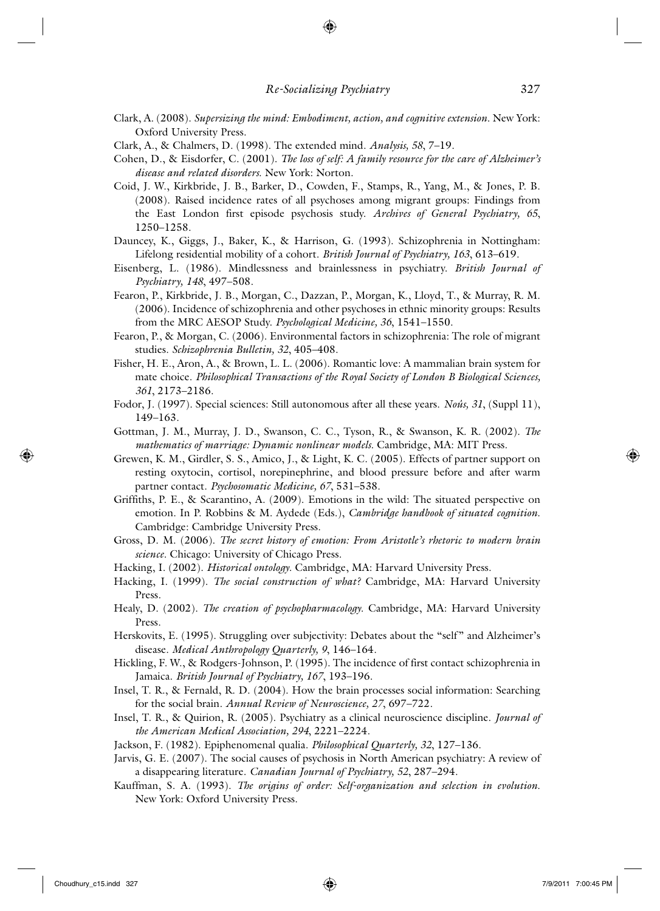Clark, A. (2008). *Supersizing the mind: Embodiment, action, and cognitive extension*. New York: Oxford University Press.

Clark, A., & Chalmers, D. (1998). The extended mind. *Analysis, 58*, 7–19.

Cohen, D., & Eisdorfer, C. (2001). *The loss of self: A family resource for the care of Alzheimer's disease and related disorders*. New York: Norton.

Coid, J. W., Kirkbride, J. B., Barker, D., Cowden, F., Stamps, R., Yang, M., & Jones, P. B. (2008). Raised incidence rates of all psychoses among migrant groups: Findings from the East London first episode psychosis study. *Archives of General Psychiatry, 65*, 1250–1258.

Dauncey, K., Giggs, J., Baker, K., & Harrison, G. (1993). Schizophrenia in Nottingham: Lifelong residential mobility of a cohort. *British Journal of Psychiatry, 163*, 613–619.

Eisenberg, L. (1986). Mindlessness and brainlessness in psychiatry. *British Journal of Psychiatry, 148*, 497–508.

Fearon, P., Kirkbride, J. B., Morgan, C., Dazzan, P., Morgan, K., Lloyd, T., & Murray, R. M. (2006). Incidence of schizophrenia and other psychoses in ethnic minority groups: Results from the MRC AESOP Study. *Psychological Medicine, 36*, 1541–1550.

Fearon, P., & Morgan, C. (2006). Environmental factors in schizophrenia: The role of migrant studies. *Schizophrenia Bulletin, 32*, 405–408.

Fisher, H. E., Aron, A., & Brown, L. L. (2006). Romantic love: A mammalian brain system for mate choice. *Philosophical Transactions of the Royal Society of London B Biological Sciences, 361*, 2173–2186.

Fodor, J. (1997). Special sciences: Still autonomous after all these years. *Noûs, 31*, (Suppl 11), 149–163.

Gottman, J. M., Murray, J. D., Swanson, C. C., Tyson, R., & Swanson, K. R. (2002). *The mathematics of marriage: Dynamic nonlinear models*. Cambridge, MA: MIT Press.

Grewen, K. M., Girdler, S. S., Amico, J., & Light, K. C. (2005). Effects of partner support on resting oxytocin, cortisol, norepinephrine, and blood pressure before and after warm partner contact. *Psychosomatic Medicine, 67*, 531–538.

Griffiths, P. E., & Scarantino, A. (2009). Emotions in the wild: The situated perspective on emotion. In P. Robbins & M. Aydede (Eds.), *Cambridge handbook of situated cognition*. Cambridge: Cambridge University Press.

Gross, D. M. (2006). *The secret history of emotion: From Aristotle's rhetoric to modern brain science*. Chicago: University of Chicago Press.

Hacking, I. (2002). *Historical ontology*. Cambridge, MA: Harvard University Press.

Hacking, I. (1999). *The social construction of what?* Cambridge, MA: Harvard University Press.

Healy, D. (2002). *The creation of psychopharmacology*. Cambridge, MA: Harvard University Press.

Herskovits, E. (1995). Struggling over subjectivity: Debates about the "self" and Alzheimer's disease. *Medical Anthropology Quarterly, 9*, 146–164.

Hickling, F. W., & Rodgers-Johnson, P. (1995). The incidence of first contact schizophrenia in Jamaica. *British Journal of Psychiatry, 167*, 193–196.

Insel, T. R., & Fernald, R. D. (2004). How the brain processes social information: Searching for the social brain. *Annual Review of Neuroscience, 27*, 697–722.

Insel, T. R., & Quirion, R. (2005). Psychiatry as a clinical neuroscience discipline. *Journal of the American Medical Association, 294*, 2221–2224.

Jackson, F. (1982). Epiphenomenal qualia. *Philosophical Quarterly, 32*, 127–136.

Jarvis, G. E. (2007). The social causes of psychosis in North American psychiatry: A review of a disappearing literature. *Canadian Journal of Psychiatry, 52*, 287–294.

Kauffman, S. A. (1993). *The origins of order: Self-organization and selection in evolution*. New York: Oxford University Press.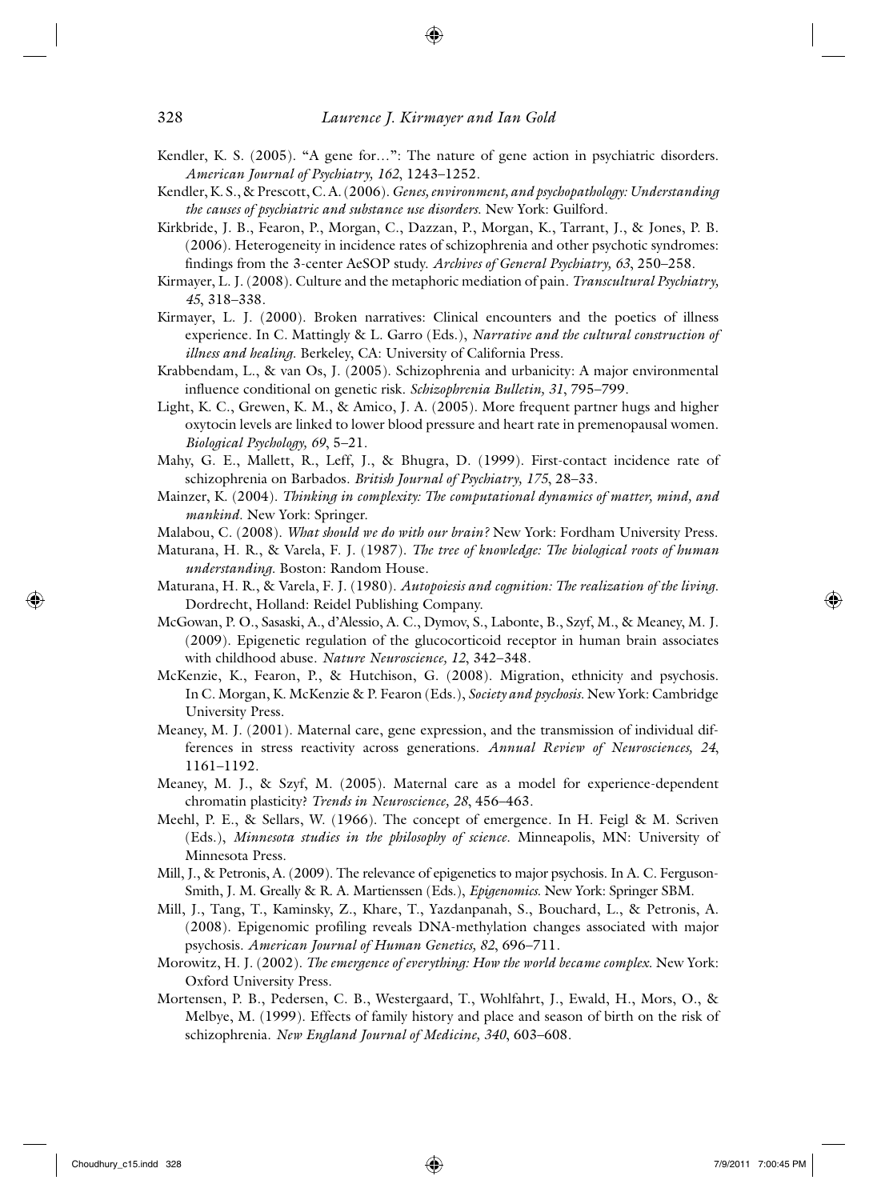Kendler, K. S. (2005). "A gene for…": The nature of gene action in psychiatric disorders. *American Journal of Psychiatry, 162*, 1243–1252.

Kendler, K. S., & Prescott, C. A. (2006). *Genes, environment, and psychopathology: Understanding the causes of psychiatric and substance use disorders.* New York: Guilford.

Kirkbride, J. B., Fearon, P., Morgan, C., Dazzan, P., Morgan, K., Tarrant, J., & Jones, P. B. (2006). Heterogeneity in incidence rates of schizophrenia and other psychotic syndromes: findings from the 3-center AeSOP study. *Archives of General Psychiatry, 63*, 250–258.

Kirmayer, L. J. (2008). Culture and the metaphoric mediation of pain. *Transcultural Psychiatry, 45*, 318–338.

Kirmayer, L. J. (2000). Broken narratives: Clinical encounters and the poetics of illness experience. In C. Mattingly & L. Garro (Eds.), *Narrative and the cultural construction of illness and healing.* Berkeley, CA: University of California Press.

Krabbendam, L., & van Os, J. (2005). Schizophrenia and urbanicity: A major environmental influence conditional on genetic risk. *Schizophrenia Bulletin, 31*, 795–799.

Light, K. C., Grewen, K. M., & Amico, J. A. (2005). More frequent partner hugs and higher oxytocin levels are linked to lower blood pressure and heart rate in premenopausal women. *Biological Psychology, 69*, 5–21.

Mahy, G. E., Mallett, R., Leff, J., & Bhugra, D. (1999). First-contact incidence rate of schizophrenia on Barbados. *British Journal of Psychiatry, 175*, 28–33.

Mainzer, K. (2004). *Thinking in complexity: The computational dynamics of matter, mind, and mankind.* New York: Springer.

Malabou, C. (2008). *What should we do with our brain?* New York: Fordham University Press.

Maturana, H. R., & Varela, F. J. (1987). *The tree of knowledge: The biological roots of human understanding.* Boston: Random House.

Maturana, H. R., & Varela, F. J. (1980). *Autopoiesis and cognition: The realization of the living.* Dordrecht, Holland: Reidel Publishing Company.

McGowan, P. O., Sasaski, A., d'Alessio, A. C., Dymov, S., Labonte, B., Szyf, M., & Meaney, M. J. (2009). Epigenetic regulation of the glucocorticoid receptor in human brain associates with childhood abuse. *Nature Neuroscience, 12*, 342–348.

McKenzie, K., Fearon, P., & Hutchison, G. (2008). Migration, ethnicity and psychosis. In C. Morgan, K. McKenzie & P. Fearon (Eds.), *Society and psychosis.* New York: Cambridge University Press.

Meaney, M. J. (2001). Maternal care, gene expression, and the transmission of individual differences in stress reactivity across generations. *Annual Review of Neurosciences, 24*, 1161–1192.

Meaney, M. J., & Szyf, M. (2005). Maternal care as a model for experience-dependent chromatin plasticity? *Trends in Neuroscience, 28*, 456–463.

Meehl, P. E., & Sellars, W. (1966). The concept of emergence. In H. Feigl & M. Scriven (Eds.), *Minnesota studies in the philosophy of science.* Minneapolis, MN: University of Minnesota Press.

Mill, J., & Petronis, A. (2009). The relevance of epigenetics to major psychosis. In A. C. Ferguson-Smith, J. M. Greally & R. A. Martienssen (Eds.), *Epigenomics.* New York: Springer SBM.

Mill, J., Tang, T., Kaminsky, Z., Khare, T., Yazdanpanah, S., Bouchard, L., & Petronis, A. (2008). Epigenomic profiling reveals DNA-methylation changes associated with major psychosis. *American Journal of Human Genetics, 82*, 696–711.

Morowitz, H. J. (2002). *The emergence of everything: How the world became complex.* New York: Oxford University Press.

Mortensen, P. B., Pedersen, C. B., Westergaard, T., Wohlfahrt, J., Ewald, H., Mors, O., & Melbye, M. (1999). Effects of family history and place and season of birth on the risk of schizophrenia. *New England Journal of Medicine, 340*, 603–608.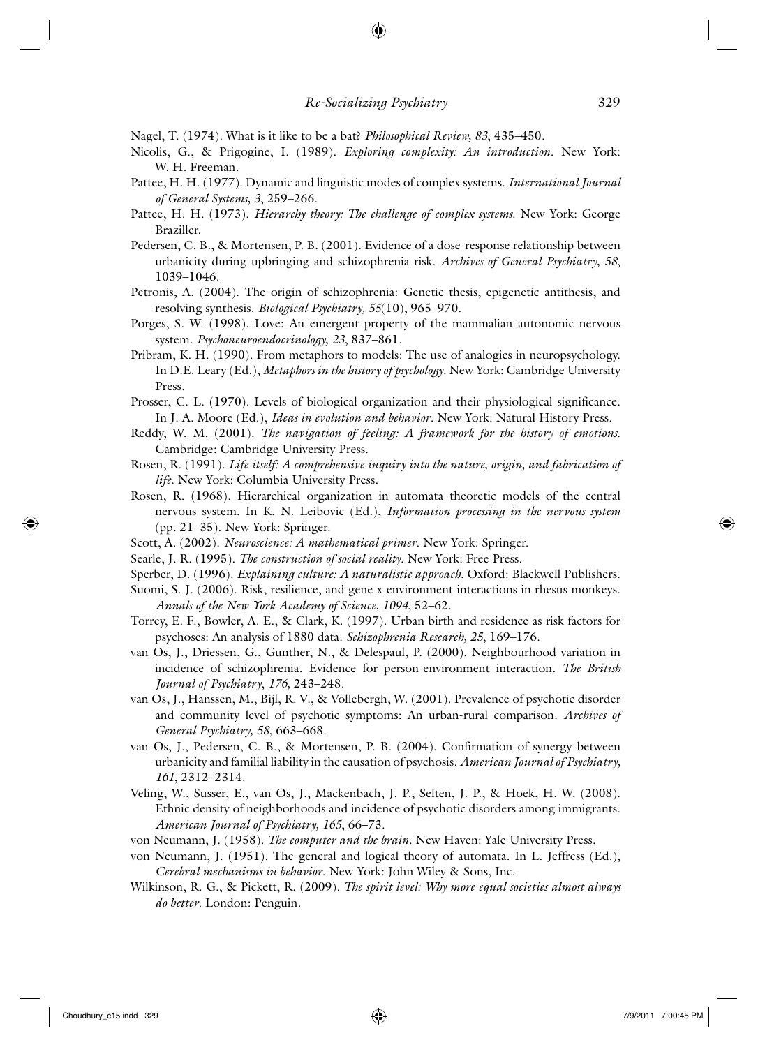Nagel, T. (1974). What is it like to be a bat? *Philosophical Review, 83*, 435–450.

Nicolis, G., & Prigogine, I. (1989). *Exploring complexity: An introduction*. New York: W. H. Freeman.

Pattee, H. H. (1977). Dynamic and linguistic modes of complex systems. *International Journal of General Systems, 3*, 259–266.

Pattee, H. H. (1973). *Hierarchy theory: The challenge of complex systems*. New York: George Braziller.

Pedersen, C. B., & Mortensen, P. B. (2001). Evidence of a dose-response relationship between urbanicity during upbringing and schizophrenia risk. *Archives of General Psychiatry, 58*, 1039–1046.

Petronis, A. (2004). The origin of schizophrenia: Genetic thesis, epigenetic antithesis, and resolving synthesis. *Biological Psychiatry, 55*(10), 965–970.

Porges, S. W. (1998). Love: An emergent property of the mammalian autonomic nervous system. *Psychoneuroendocrinology, 23*, 837–861.

Pribram, K. H. (1990). From metaphors to models: The use of analogies in neuropsychology. In D.E. Leary (Ed.), *Metaphors in the history of psychology*. New York: Cambridge University Press.

Prosser, C. L. (1970). Levels of biological organization and their physiological significance. In J. A. Moore (Ed.), *Ideas in evolution and behavior*. New York: Natural History Press.

Reddy, W. M. (2001). *The navigation of feeling: A framework for the history of emotions*. Cambridge: Cambridge University Press.

Rosen, R. (1991). *Life itself: A comprehensive inquiry into the nature, origin, and fabrication of life*. New York: Columbia University Press.

Rosen, R. (1968). Hierarchical organization in automata theoretic models of the central nervous system. In K. N. Leibovic (Ed.), *Information processing in the nervous system* (pp. 21–35). New York: Springer.

Scott, A. (2002). *Neuroscience: A mathematical primer*. New York: Springer.

Searle, J. R. (1995). *The construction of social reality*. New York: Free Press.

Sperber, D. (1996). *Explaining culture: A naturalistic approach*. Oxford: Blackwell Publishers.

Suomi, S. J. (2006). Risk, resilience, and gene x environment interactions in rhesus monkeys. *Annals of the New York Academy of Science, 1094*, 52–62.

Torrey, E. F., Bowler, A. E., & Clark, K. (1997). Urban birth and residence as risk factors for psychoses: An analysis of 1880 data. *Schizophrenia Research, 25*, 169–176.

van Os, J., Driessen, G., Gunther, N., & Delespaul, P. (2000). Neighbourhood variation in incidence of schizophrenia. Evidence for person-environment interaction. *The British Journal of Psychiatry, 176,* 243–248.

van Os, J., Hanssen, M., Bijl, R. V., & Vollebergh, W. (2001). Prevalence of psychotic disorder and community level of psychotic symptoms: An urban-rural comparison. *Archives of General Psychiatry, 58*, 663–668.

van Os, J., Pedersen, C. B., & Mortensen, P. B. (2004). Confirmation of synergy between urbanicity and familial liability in the causation of psychosis. *American Journal of Psychiatry, 161*, 2312–2314.

Veling, W., Susser, E., van Os, J., Mackenbach, J. P., Selten, J. P., & Hoek, H. W. (2008). Ethnic density of neighborhoods and incidence of psychotic disorders among immigrants. *American Journal of Psychiatry, 165*, 66–73.

von Neumann, J. (1958). *The computer and the brain*. New Haven: Yale University Press.

von Neumann, J. (1951). The general and logical theory of automata. In L. Jeffress (Ed.), *Cerebral mechanisms in behavior*. New York: John Wiley & Sons, Inc.

Wilkinson, R. G., & Pickett, R. (2009). *The spirit level: Why more equal societies almost always do better*. London: Penguin.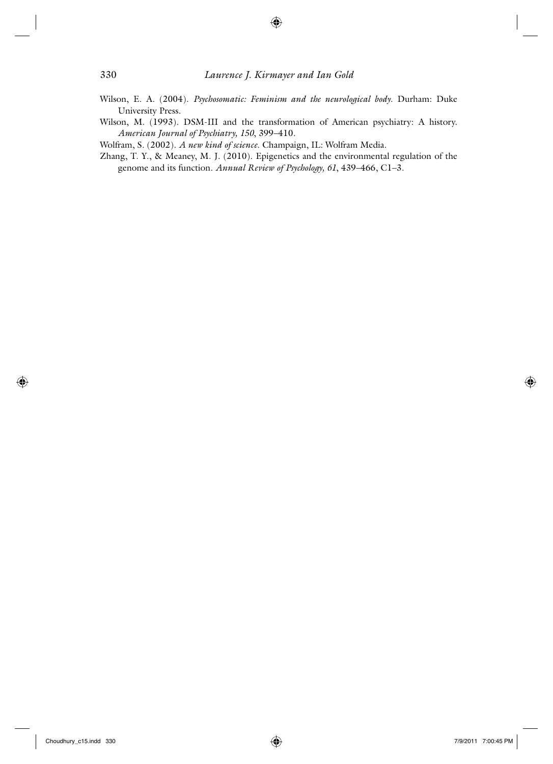Wilson, E. A. (2004). *Psychosomatic: Feminism and the neurological body.* Durham: Duke University Press.

Wilson, M. (1993). DSM-III and the transformation of American psychiatry: A history. *American Journal of Psychiatry, 150*, 399–410.

Wolfram, S. (2002). *A new kind of science.* Champaign, IL: Wolfram Media.

Zhang, T. Y., & Meaney, M. J. (2010). Epigenetics and the environmental regulation of the genome and its function. *Annual Review of Psychology, 61*, 439–466, C1–3.